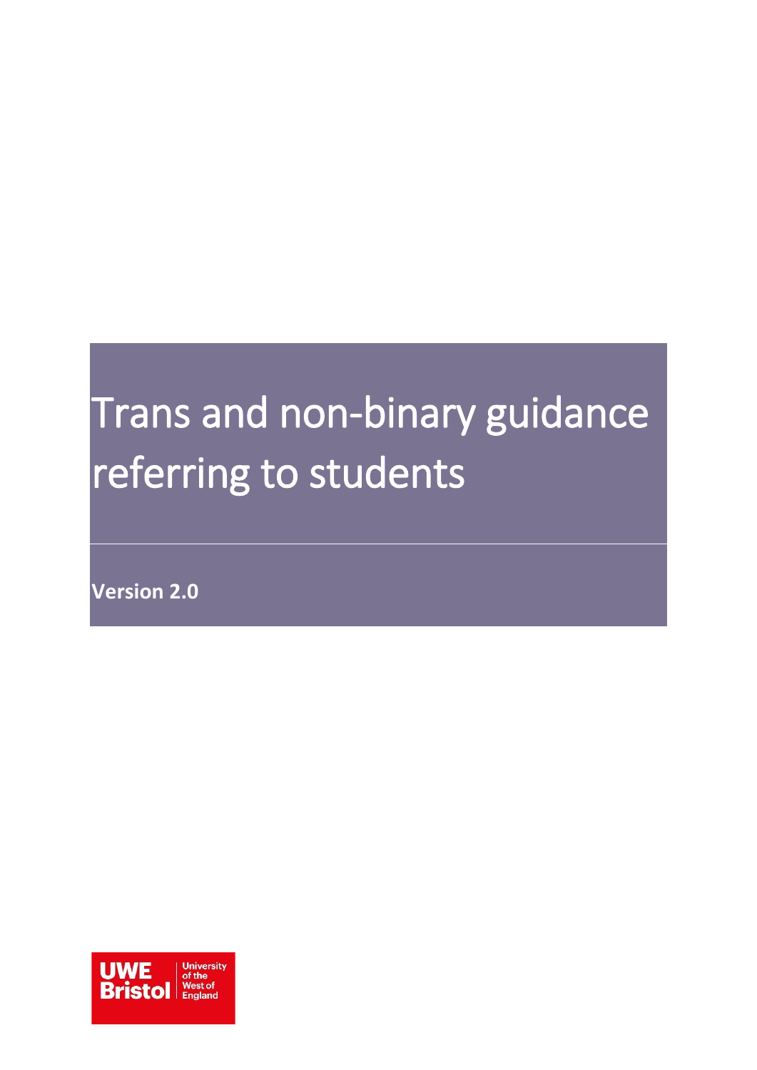# Trans and non-binary guidance referring to students

**Version 2.0**

UWE Bristol University of the West of England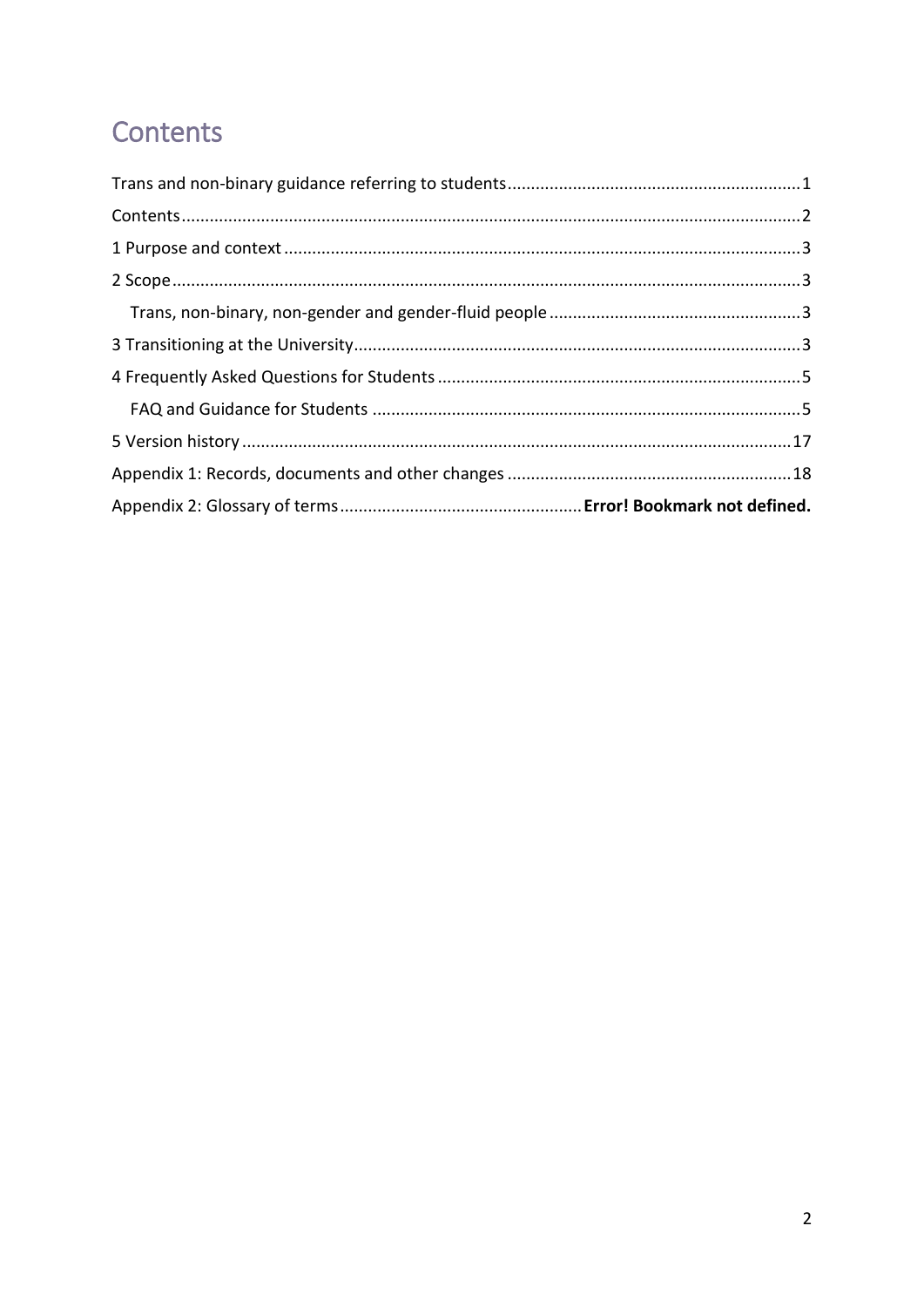# Contents

Trans and non-binary guidance referring to students .......... 1

Contents .......... 2

1 Purpose and context .......... 3

2 Scope .......... 3

- Trans, non-binary, non-gender and gender-fluid people .......... 3

3 Transitioning at the University .......... 3

4 Frequently Asked Questions for Students .......... 5

- FAQ and Guidance for Students .......... 5

5 Version history .......... 17

Appendix 1: Records, documents and other changes .......... 18

Appendix 2: Glossary of terms .......... **Error! Bookmark not defined.**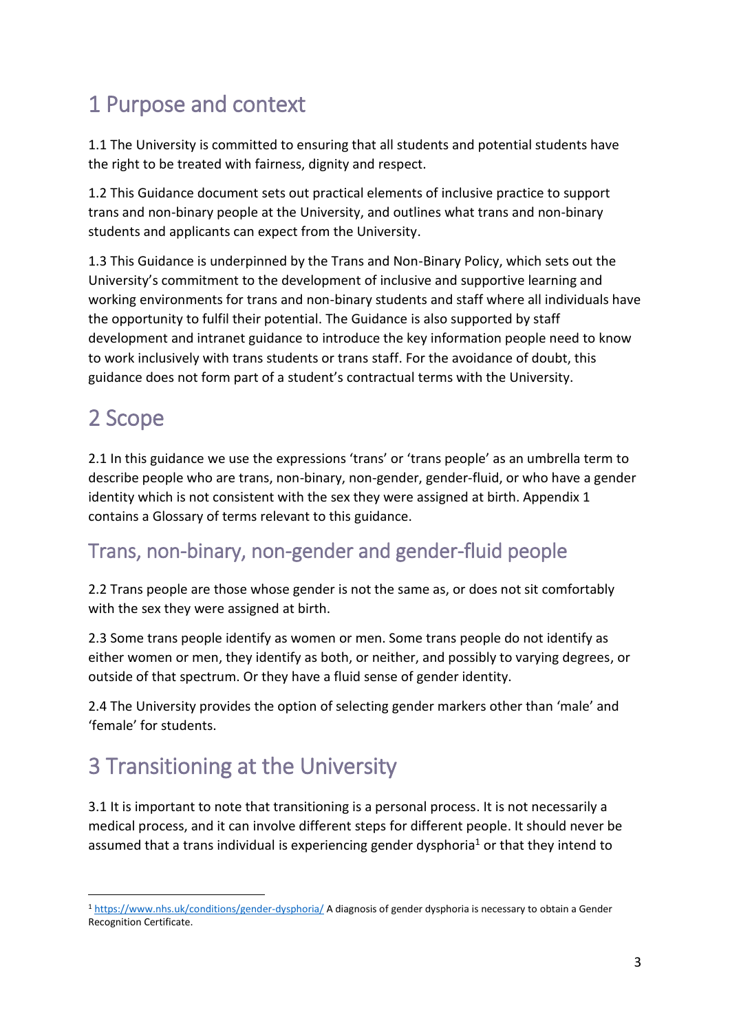# 1 Purpose and context

1.1 The University is committed to ensuring that all students and potential students have the right to be treated with fairness, dignity and respect.

1.2 This Guidance document sets out practical elements of inclusive practice to support trans and non-binary people at the University, and outlines what trans and non-binary students and applicants can expect from the University.

1.3 This Guidance is underpinned by the Trans and Non-Binary Policy, which sets out the University's commitment to the development of inclusive and supportive learning and working environments for trans and non-binary students and staff where all individuals have the opportunity to fulfil their potential. The Guidance is also supported by staff development and intranet guidance to introduce the key information people need to know to work inclusively with trans students or trans staff. For the avoidance of doubt, this guidance does not form part of a student's contractual terms with the University.

# 2 Scope

2.1 In this guidance we use the expressions 'trans' or 'trans people' as an umbrella term to describe people who are trans, non-binary, non-gender, gender-fluid, or who have a gender identity which is not consistent with the sex they were assigned at birth. Appendix 1 contains a Glossary of terms relevant to this guidance.

## Trans, non-binary, non-gender and gender-fluid people

2.2 Trans people are those whose gender is not the same as, or does not sit comfortably with the sex they were assigned at birth.

2.3 Some trans people identify as women or men. Some trans people do not identify as either women or men, they identify as both, or neither, and possibly to varying degrees, or outside of that spectrum. Or they have a fluid sense of gender identity.

2.4 The University provides the option of selecting gender markers other than 'male' and 'female' for students.

# 3 Transitioning at the University

3.1 It is important to note that transitioning is a personal process. It is not necessarily a medical process, and it can involve different steps for different people. It should never be assumed that a trans individual is experiencing gender dysphoria[1] or that they intend to

[1] https://www.nhs.uk/conditions/gender-dysphoria/ A diagnosis of gender dysphoria is necessary to obtain a Gender Recognition Certificate.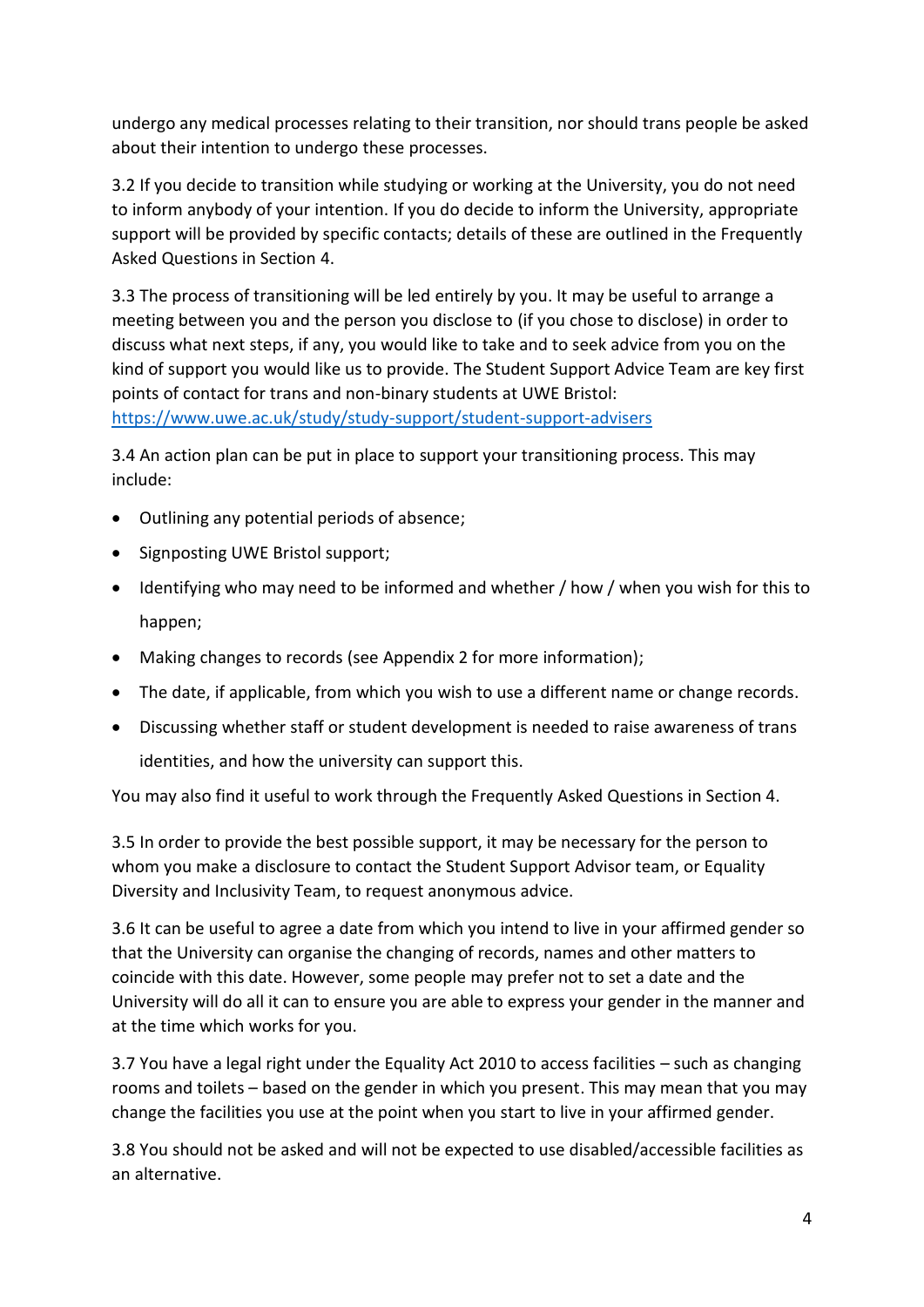undergo any medical processes relating to their transition, nor should trans people be asked about their intention to undergo these processes.

3.2 If you decide to transition while studying or working at the University, you do not need to inform anybody of your intention. If you do decide to inform the University, appropriate support will be provided by specific contacts; details of these are outlined in the Frequently Asked Questions in Section 4.

3.3 The process of transitioning will be led entirely by you. It may be useful to arrange a meeting between you and the person you disclose to (if you chose to disclose) in order to discuss what next steps, if any, you would like to take and to seek advice from you on the kind of support you would like us to provide. The Student Support Advice Team are key first points of contact for trans and non-binary students at UWE Bristol: [https://www.uwe.ac.uk/study/study-support/student-support-advisers](https://www.uwe.ac.uk/study/study-support/student-support-advisers)

3.4 An action plan can be put in place to support your transitioning process. This may include:

- Outlining any potential periods of absence;
- Signposting UWE Bristol support;
- Identifying who may need to be informed and whether / how / when you wish for this to happen;
- Making changes to records (see Appendix 2 for more information);
- The date, if applicable, from which you wish to use a different name or change records.
- Discussing whether staff or student development is needed to raise awareness of trans identities, and how the university can support this.

You may also find it useful to work through the Frequently Asked Questions in Section 4.

3.5 In order to provide the best possible support, it may be necessary for the person to whom you make a disclosure to contact the Student Support Advisor team, or Equality Diversity and Inclusivity Team, to request anonymous advice.

3.6 It can be useful to agree a date from which you intend to live in your affirmed gender so that the University can organise the changing of records, names and other matters to coincide with this date. However, some people may prefer not to set a date and the University will do all it can to ensure you are able to express your gender in the manner and at the time which works for you.

3.7 You have a legal right under the Equality Act 2010 to access facilities – such as changing rooms and toilets – based on the gender in which you present. This may mean that you may change the facilities you use at the point when you start to live in your affirmed gender.

3.8 You should not be asked and will not be expected to use disabled/accessible facilities as an alternative.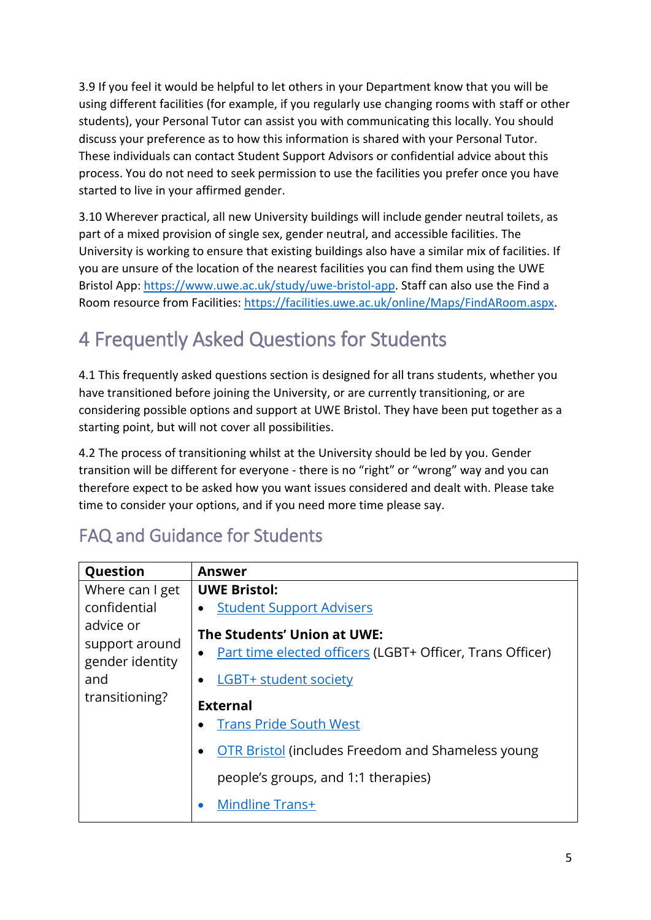3.9 If you feel it would be helpful to let others in your Department know that you will be using different facilities (for example, if you regularly use changing rooms with staff or other students), your Personal Tutor can assist you with communicating this locally. You should discuss your preference as to how this information is shared with your Personal Tutor. These individuals can contact Student Support Advisors or confidential advice about this process. You do not need to seek permission to use the facilities you prefer once you have started to live in your affirmed gender.

3.10 Wherever practical, all new University buildings will include gender neutral toilets, as part of a mixed provision of single sex, gender neutral, and accessible facilities. The University is working to ensure that existing buildings also have a similar mix of facilities. If you are unsure of the location of the nearest facilities you can find them using the UWE Bristol App: https://www.uwe.ac.uk/study/uwe-bristol-app. Staff can also use the Find a Room resource from Facilities: https://facilities.uwe.ac.uk/online/Maps/FindARoom.aspx.

# 4 Frequently Asked Questions for Students

4.1 This frequently asked questions section is designed for all trans students, whether you have transitioned before joining the University, or are currently transitioning, or are considering possible options and support at UWE Bristol. They have been put together as a starting point, but will not cover all possibilities.

4.2 The process of transitioning whilst at the University should be led by you. Gender transition will be different for everyone - there is no "right" or "wrong" way and you can therefore expect to be asked how you want issues considered and dealt with. Please take time to consider your options, and if you need more time please say.

## FAQ and Guidance for Students

| Question | Answer |
|---|---|
| Where can I get confidential advice or support around gender identity and transitioning? | **UWE Bristol:**<br>• Student Support Advisers<br><br>**The Students' Union at UWE:**<br>• Part time elected officers (LGBT+ Officer, Trans Officer)<br>• LGBT+ student society<br><br>**External**<br>• Trans Pride South West<br>• OTR Bristol (includes Freedom and Shameless young people's groups, and 1:1 therapies)<br>• Mindline Trans+ |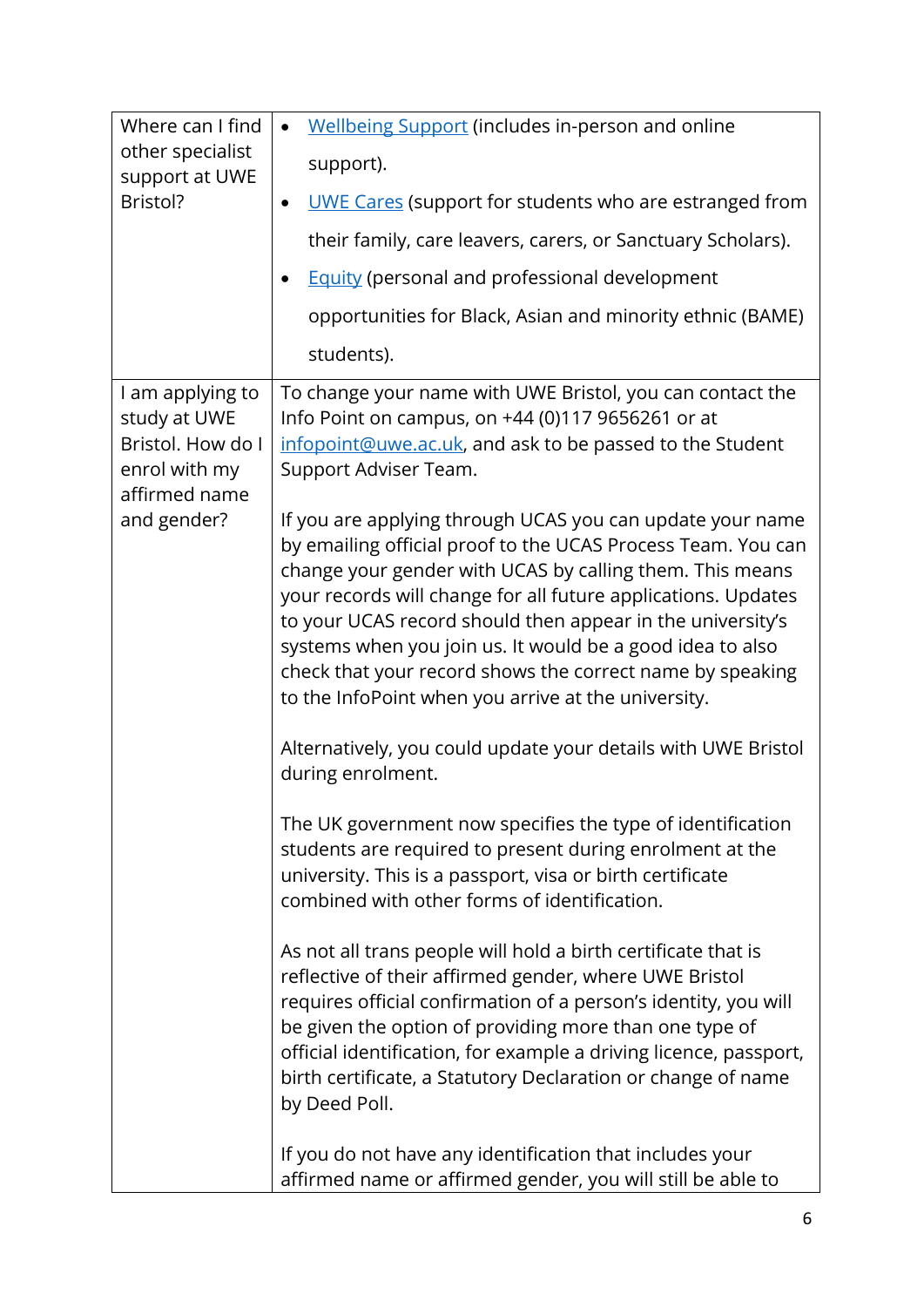| | |
|---|---|
| Where can I find other specialist support at UWE Bristol? | • [Wellbeing Support](#) (includes in-person and online support).<br>• [UWE Cares](#) (support for students who are estranged from their family, care leavers, carers, or Sanctuary Scholars).<br>• [Equity](#) (personal and professional development opportunities for Black, Asian and minority ethnic (BAME) students). |
| I am applying to study at UWE Bristol. How do I enrol with my affirmed name and gender? | To change your name with UWE Bristol, you can contact the Info Point on campus, on +44 (0)117 9656261 or at [infopoint@uwe.ac.uk](mailto:infopoint@uwe.ac.uk), and ask to be passed to the Student Support Adviser Team.<br><br>If you are applying through UCAS you can update your name by emailing official proof to the UCAS Process Team. You can change your gender with UCAS by calling them. This means your records will change for all future applications. Updates to your UCAS record should then appear in the university's systems when you join us. It would be a good idea to also check that your record shows the correct name by speaking to the InfoPoint when you arrive at the university.<br><br>Alternatively, you could update your details with UWE Bristol during enrolment.<br><br>The UK government now specifies the type of identification students are required to present during enrolment at the university. This is a passport, visa or birth certificate combined with other forms of identification.<br><br>As not all trans people will hold a birth certificate that is reflective of their affirmed gender, where UWE Bristol requires official confirmation of a person's identity, you will be given the option of providing more than one type of official identification, for example a driving licence, passport, birth certificate, a Statutory Declaration or change of name by Deed Poll.<br><br>If you do not have any identification that includes your affirmed name or affirmed gender, you will still be able to |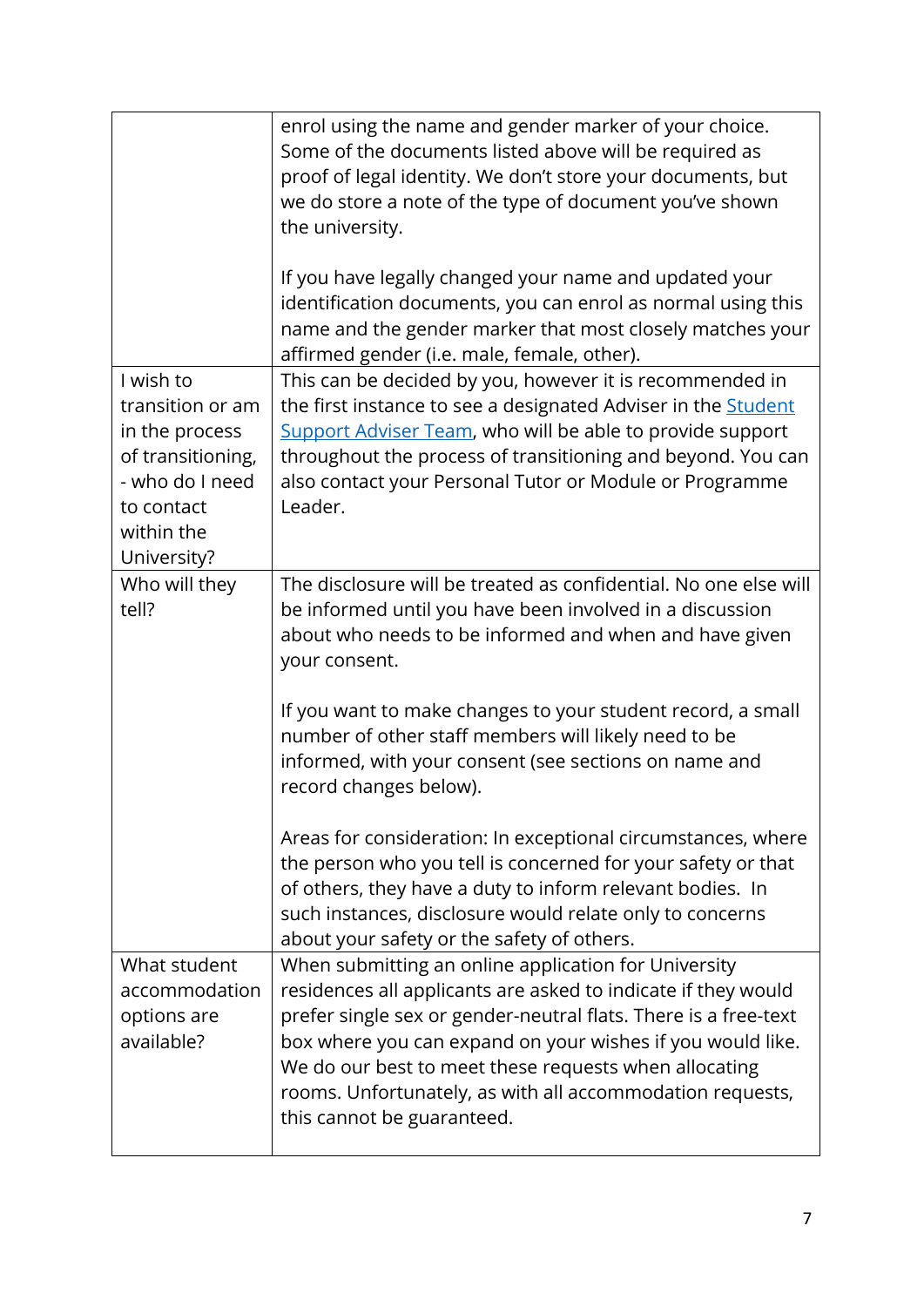| | |
|---|---|
| | enrol using the name and gender marker of your choice. Some of the documents listed above will be required as proof of legal identity. We don't store your documents, but we do store a note of the type of document you've shown the university.<br><br>If you have legally changed your name and updated your identification documents, you can enrol as normal using this name and the gender marker that most closely matches your affirmed gender (i.e. male, female, other). |
| I wish to transition or am in the process of transitioning, - who do I need to contact within the University? | This can be decided by you, however it is recommended in the first instance to see a designated Adviser in the Student Support Adviser Team, who will be able to provide support throughout the process of transitioning and beyond. You can also contact your Personal Tutor or Module or Programme Leader. |
| Who will they tell? | The disclosure will be treated as confidential. No one else will be informed until you have been involved in a discussion about who needs to be informed and when and have given your consent.<br><br>If you want to make changes to your student record, a small number of other staff members will likely need to be informed, with your consent (see sections on name and record changes below).<br><br>Areas for consideration: In exceptional circumstances, where the person who you tell is concerned for your safety or that of others, they have a duty to inform relevant bodies. In such instances, disclosure would relate only to concerns about your safety or the safety of others. |
| What student accommodation options are available? | When submitting an online application for University residences all applicants are asked to indicate if they would prefer single sex or gender-neutral flats. There is a free-text box where you can expand on your wishes if you would like. We do our best to meet these requests when allocating rooms. Unfortunately, as with all accommodation requests, this cannot be guaranteed. |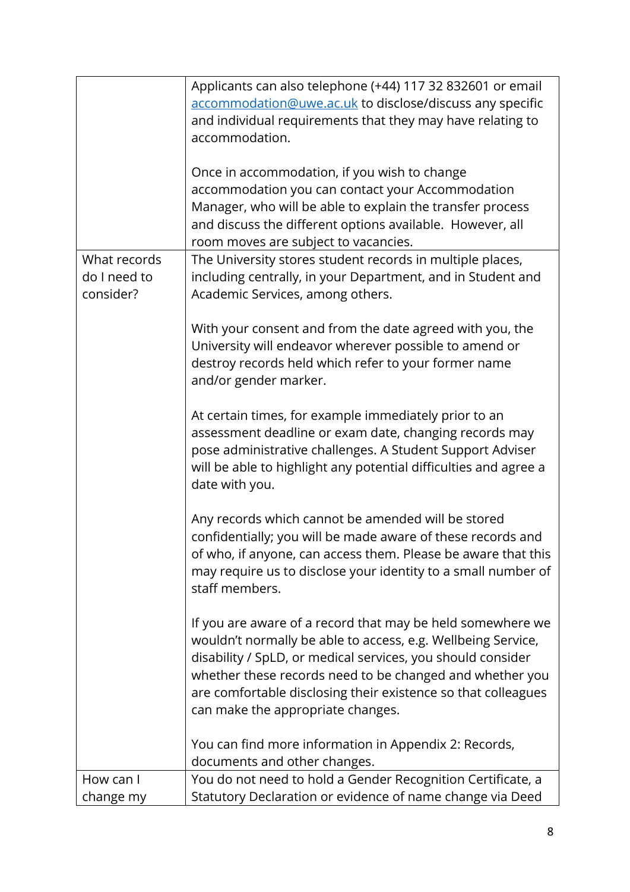| | |
|---|---|
| | Applicants can also telephone (+44) 117 32 832601 or email [accommodation@uwe.ac.uk](mailto:accommodation@uwe.ac.uk) to disclose/discuss any specific and individual requirements that they may have relating to accommodation.<br><br>Once in accommodation, if you wish to change accommodation you can contact your Accommodation Manager, who will be able to explain the transfer process and discuss the different options available. However, all room moves are subject to vacancies. |
| What records do I need to consider? | The University stores student records in multiple places, including centrally, in your Department, and in Student and Academic Services, among others.<br><br>With your consent and from the date agreed with you, the University will endeavor wherever possible to amend or destroy records held which refer to your former name and/or gender marker.<br><br>At certain times, for example immediately prior to an assessment deadline or exam date, changing records may pose administrative challenges. A Student Support Adviser will be able to highlight any potential difficulties and agree a date with you.<br><br>Any records which cannot be amended will be stored confidentially; you will be made aware of these records and of who, if anyone, can access them. Please be aware that this may require us to disclose your identity to a small number of staff members.<br><br>If you are aware of a record that may be held somewhere we wouldn't normally be able to access, e.g. Wellbeing Service, disability / SpLD, or medical services, you should consider whether these records need to be changed and whether you are comfortable disclosing their existence so that colleagues can make the appropriate changes.<br><br>You can find more information in Appendix 2: Records, documents and other changes. |
| How can I change my | You do not need to hold a Gender Recognition Certificate, a Statutory Declaration or evidence of name change via Deed |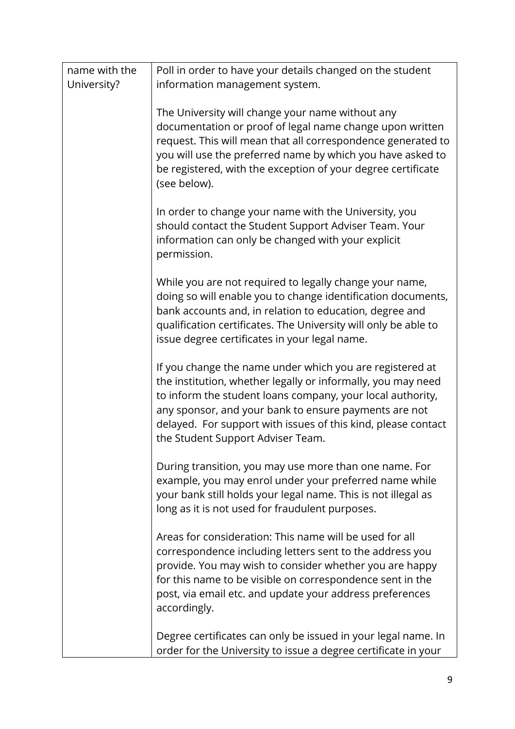| | |
|---|---|
| name with the University? | Poll in order to have your details changed on the student information management system.<br><br>The University will change your name without any documentation or proof of legal name change upon written request. This will mean that all correspondence generated to you will use the preferred name by which you have asked to be registered, with the exception of your degree certificate (see below).<br><br>In order to change your name with the University, you should contact the Student Support Adviser Team. Your information can only be changed with your explicit permission.<br><br>While you are not required to legally change your name, doing so will enable you to change identification documents, bank accounts and, in relation to education, degree and qualification certificates. The University will only be able to issue degree certificates in your legal name.<br><br>If you change the name under which you are registered at the institution, whether legally or informally, you may need to inform the student loans company, your local authority, any sponsor, and your bank to ensure payments are not delayed. For support with issues of this kind, please contact the Student Support Adviser Team.<br><br>During transition, you may use more than one name. For example, you may enrol under your preferred name while your bank still holds your legal name. This is not illegal as long as it is not used for fraudulent purposes.<br><br>Areas for consideration: This name will be used for all correspondence including letters sent to the address you provide. You may wish to consider whether you are happy for this name to be visible on correspondence sent in the post, via email etc. and update your address preferences accordingly.<br><br>Degree certificates can only be issued in your legal name. In order for the University to issue a degree certificate in your |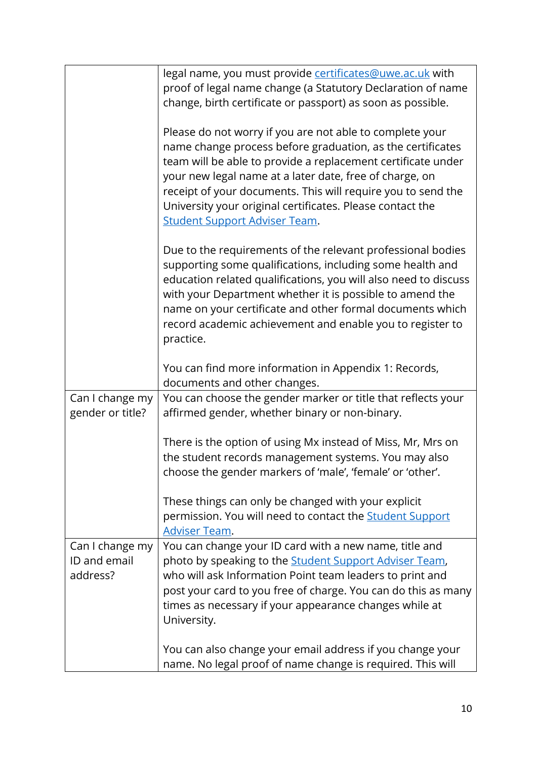| | |
|---|---|
| | legal name, you must provide [certificates@uwe.ac.uk](mailto:certificates@uwe.ac.uk) with proof of legal name change (a Statutory Declaration of name change, birth certificate or passport) as soon as possible.<br><br>Please do not worry if you are not able to complete your name change process before graduation, as the certificates team will be able to provide a replacement certificate under your new legal name at a later date, free of charge, on receipt of your documents. This will require you to send the University your original certificates. Please contact the Student Support Adviser Team.<br><br>Due to the requirements of the relevant professional bodies supporting some qualifications, including some health and education related qualifications, you will also need to discuss with your Department whether it is possible to amend the name on your certificate and other formal documents which record academic achievement and enable you to register to practice.<br><br>You can find more information in Appendix 1: Records, documents and other changes. |
| Can I change my gender or title? | You can choose the gender marker or title that reflects your affirmed gender, whether binary or non-binary.<br><br>There is the option of using Mx instead of Miss, Mr, Mrs on the student records management systems. You may also choose the gender markers of 'male', 'female' or 'other'.<br><br>These things can only be changed with your explicit permission. You will need to contact the Student Support Adviser Team. |
| Can I change my ID and email address? | You can change your ID card with a new name, title and photo by speaking to the Student Support Adviser Team, who will ask Information Point team leaders to print and post your card to you free of charge. You can do this as many times as necessary if your appearance changes while at University.<br><br>You can also change your email address if you change your name. No legal proof of name change is required. This will |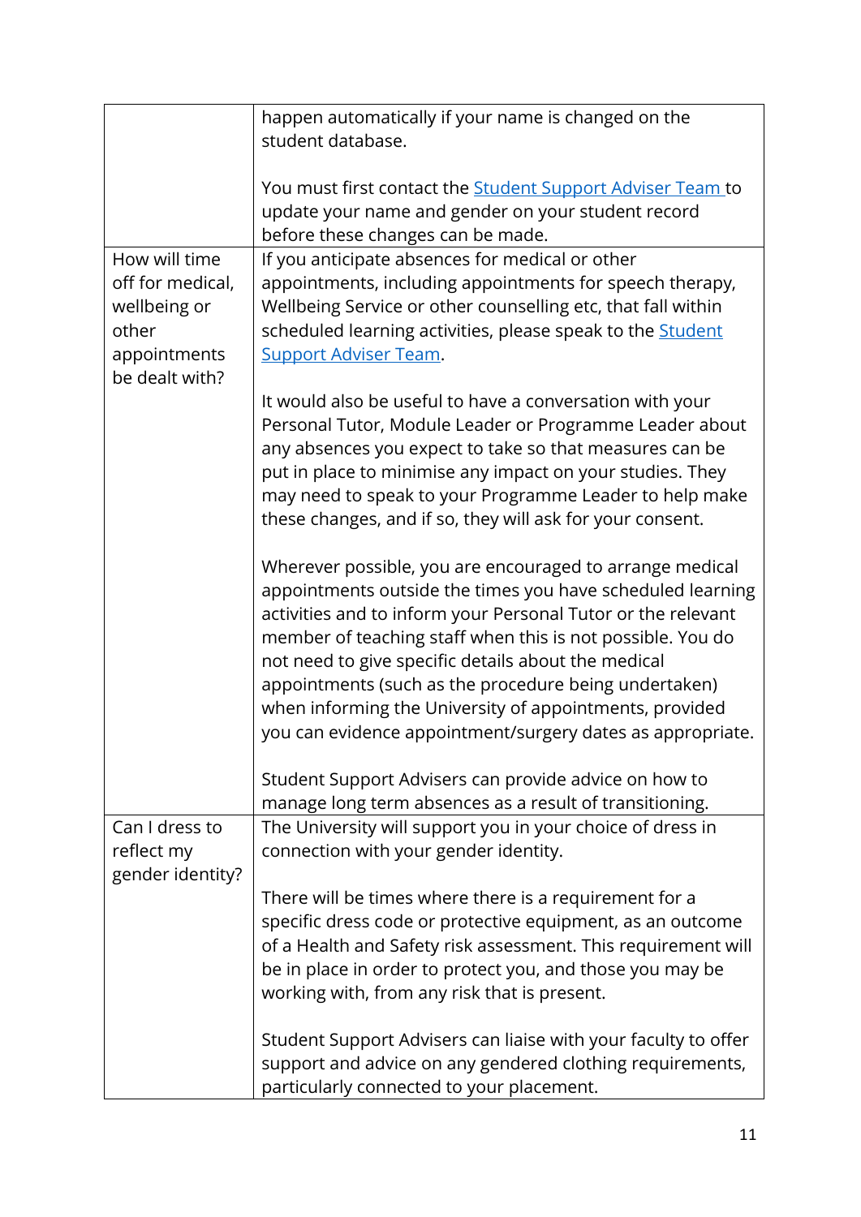| | |
|---|---|
| | happen automatically if your name is changed on the student database.<br><br>You must first contact the [Student Support Adviser Team](#) to update your name and gender on your student record before these changes can be made. |
| How will time off for medical, wellbeing or other appointments be dealt with? | If you anticipate absences for medical or other appointments, including appointments for speech therapy, Wellbeing Service or other counselling etc, that fall within scheduled learning activities, please speak to the [Student Support Adviser Team](#).<br><br>It would also be useful to have a conversation with your Personal Tutor, Module Leader or Programme Leader about any absences you expect to take so that measures can be put in place to minimise any impact on your studies. They may need to speak to your Programme Leader to help make these changes, and if so, they will ask for your consent.<br><br>Wherever possible, you are encouraged to arrange medical appointments outside the times you have scheduled learning activities and to inform your Personal Tutor or the relevant member of teaching staff when this is not possible. You do not need to give specific details about the medical appointments (such as the procedure being undertaken) when informing the University of appointments, provided you can evidence appointment/surgery dates as appropriate.<br><br>Student Support Advisers can provide advice on how to manage long term absences as a result of transitioning. |
| Can I dress to reflect my gender identity? | The University will support you in your choice of dress in connection with your gender identity.<br><br>There will be times where there is a requirement for a specific dress code or protective equipment, as an outcome of a Health and Safety risk assessment. This requirement will be in place in order to protect you, and those you may be working with, from any risk that is present.<br><br>Student Support Advisers can liaise with your faculty to offer support and advice on any gendered clothing requirements, particularly connected to your placement. |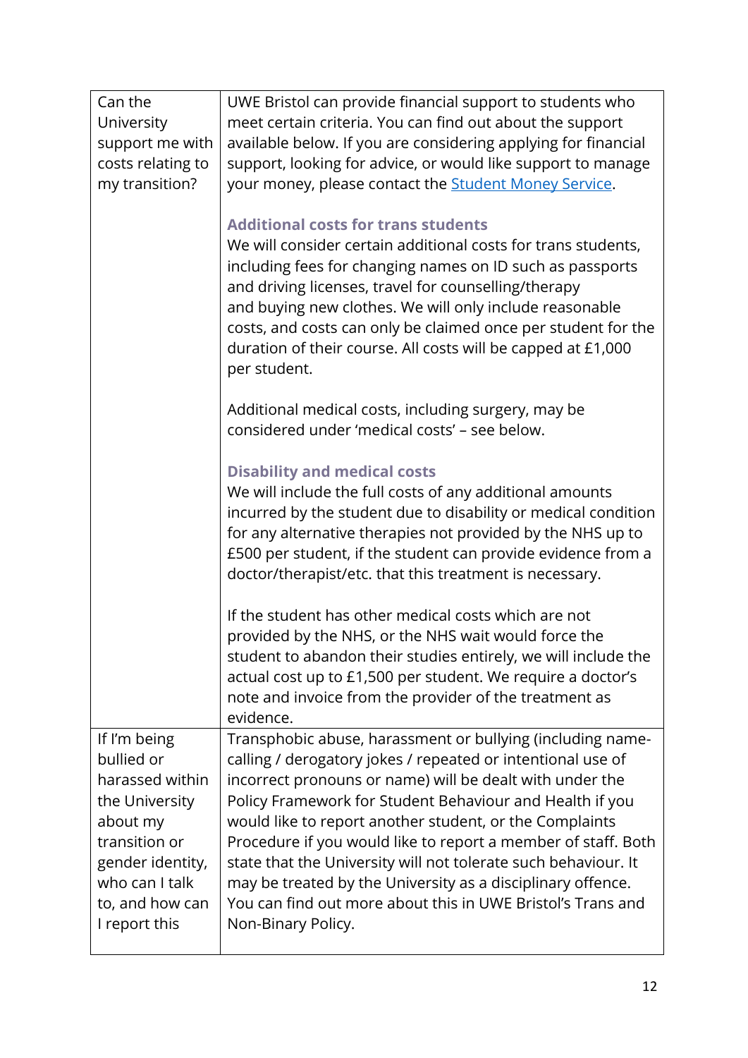| | |
|---|---|
| Can the University support me with costs relating to my transition? | UWE Bristol can provide financial support to students who meet certain criteria. You can find out about the support available below. If you are considering applying for financial support, looking for advice, or would like support to manage your money, please contact the [Student Money Service](). <br><br> **Additional costs for trans students** <br> We will consider certain additional costs for trans students, including fees for changing names on ID such as passports and driving licenses, travel for counselling/therapy and buying new clothes. We will only include reasonable costs, and costs can only be claimed once per student for the duration of their course. All costs will be capped at £1,000 per student. <br><br> Additional medical costs, including surgery, may be considered under 'medical costs' – see below. <br><br> **Disability and medical costs** <br> We will include the full costs of any additional amounts incurred by the student due to disability or medical condition for any alternative therapies not provided by the NHS up to £500 per student, if the student can provide evidence from a doctor/therapist/etc. that this treatment is necessary. <br><br> If the student has other medical costs which are not provided by the NHS, or the NHS wait would force the student to abandon their studies entirely, we will include the actual cost up to £1,500 per student. We require a doctor's note and invoice from the provider of the treatment as evidence. |
| If I'm being bullied or harassed within the University about my transition or gender identity, who can I talk to, and how can I report this | Transphobic abuse, harassment or bullying (including name-calling / derogatory jokes / repeated or intentional use of incorrect pronouns or name) will be dealt with under the Policy Framework for Student Behaviour and Health if you would like to report another student, or the Complaints Procedure if you would like to report a member of staff. Both state that the University will not tolerate such behaviour. It may be treated by the University as a disciplinary offence. You can find out more about this in UWE Bristol's Trans and Non-Binary Policy. |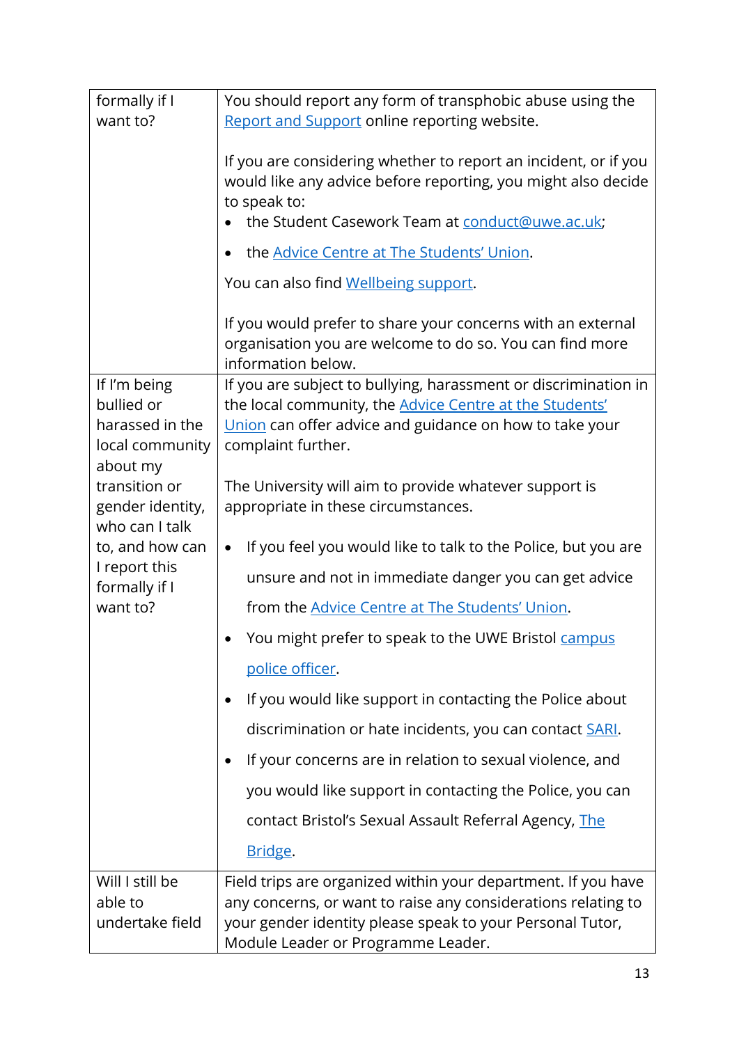| | |
|---|---|
| formally if I want to? | You should report any form of transphobic abuse using the Report and Support online reporting website.<br><br>If you are considering whether to report an incident, or if you would like any advice before reporting, you might also decide to speak to:<br>• the Student Casework Team at conduct@uwe.ac.uk;<br>• the Advice Centre at The Students' Union.<br><br>You can also find Wellbeing support.<br><br>If you would prefer to share your concerns with an external organisation you are welcome to do so. You can find more information below. |
| If I'm being bullied or harassed in the local community about my transition or gender identity, who can I talk to, and how can I report this formally if I want to? | If you are subject to bullying, harassment or discrimination in the local community, the Advice Centre at the Students' Union can offer advice and guidance on how to take your complaint further.<br><br>The University will aim to provide whatever support is appropriate in these circumstances.<br><br>• If you feel you would like to talk to the Police, but you are unsure and not in immediate danger you can get advice from the Advice Centre at The Students' Union.<br>• You might prefer to speak to the UWE Bristol campus police officer.<br>• If you would like support in contacting the Police about discrimination or hate incidents, you can contact SARI.<br>• If your concerns are in relation to sexual violence, and you would like support in contacting the Police, you can contact Bristol's Sexual Assault Referral Agency, The Bridge. |
| Will I still be able to undertake field | Field trips are organized within your department. If you have any concerns, or want to raise any considerations relating to your gender identity please speak to your Personal Tutor, Module Leader or Programme Leader. |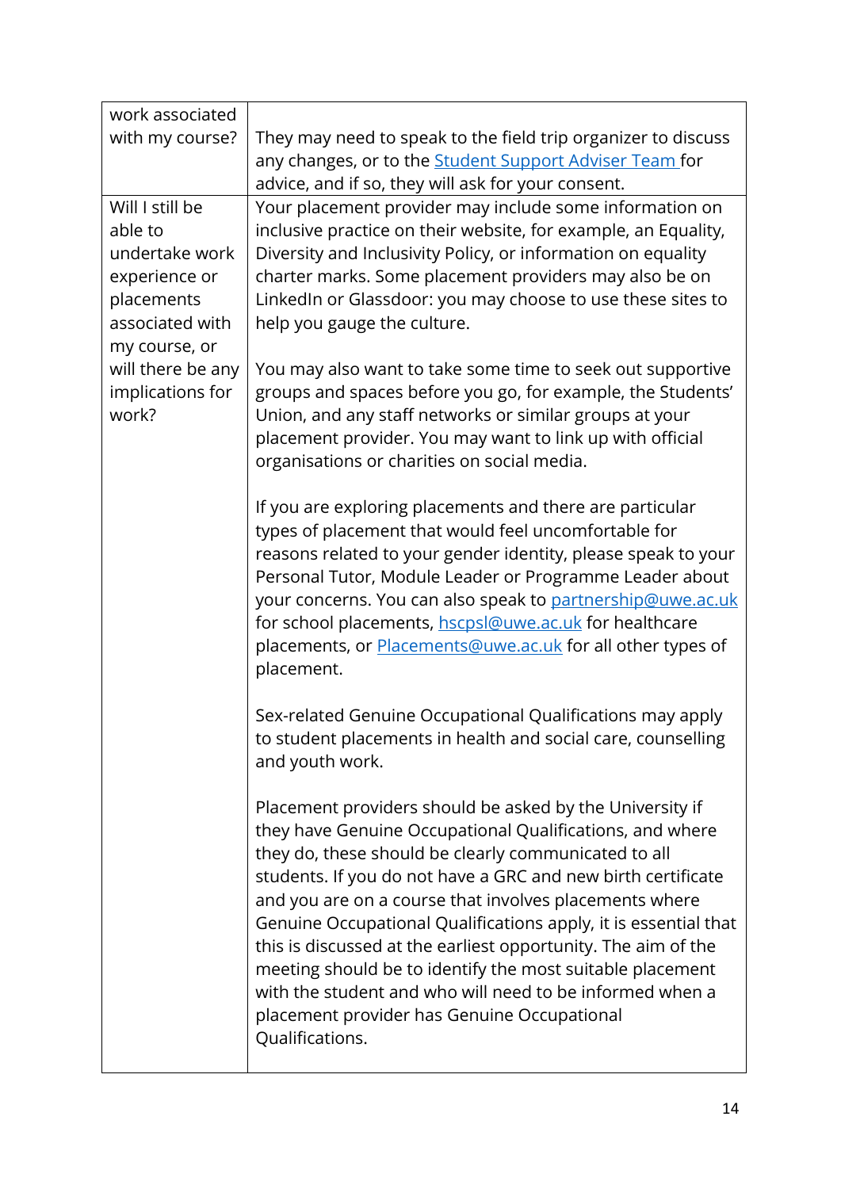| | |
|---|---|
| work associated with my course? | They may need to speak to the field trip organizer to discuss any changes, or to the [Student Support Adviser Team ](#) for advice, and if so, they will ask for your consent. |
| Will I still be able to undertake work experience or placements associated with my course, or will there be any implications for work? | Your placement provider may include some information on inclusive practice on their website, for example, an Equality, Diversity and Inclusivity Policy, or information on equality charter marks. Some placement providers may also be on LinkedIn or Glassdoor: you may choose to use these sites to help you gauge the culture.<br><br>You may also want to take some time to seek out supportive groups and spaces before you go, for example, the Students' Union, and any staff networks or similar groups at your placement provider. You may want to link up with official organisations or charities on social media.<br><br>If you are exploring placements and there are particular types of placement that would feel uncomfortable for reasons related to your gender identity, please speak to your Personal Tutor, Module Leader or Programme Leader about your concerns. You can also speak to partnership@uwe.ac.uk for school placements, hscpsl@uwe.ac.uk for healthcare placements, or Placements@uwe.ac.uk for all other types of placement.<br><br>Sex-related Genuine Occupational Qualifications may apply to student placements in health and social care, counselling and youth work.<br><br>Placement providers should be asked by the University if they have Genuine Occupational Qualifications, and where they do, these should be clearly communicated to all students. If you do not have a GRC and new birth certificate and you are on a course that involves placements where Genuine Occupational Qualifications apply, it is essential that this is discussed at the earliest opportunity. The aim of the meeting should be to identify the most suitable placement with the student and who will need to be informed when a placement provider has Genuine Occupational Qualifications. |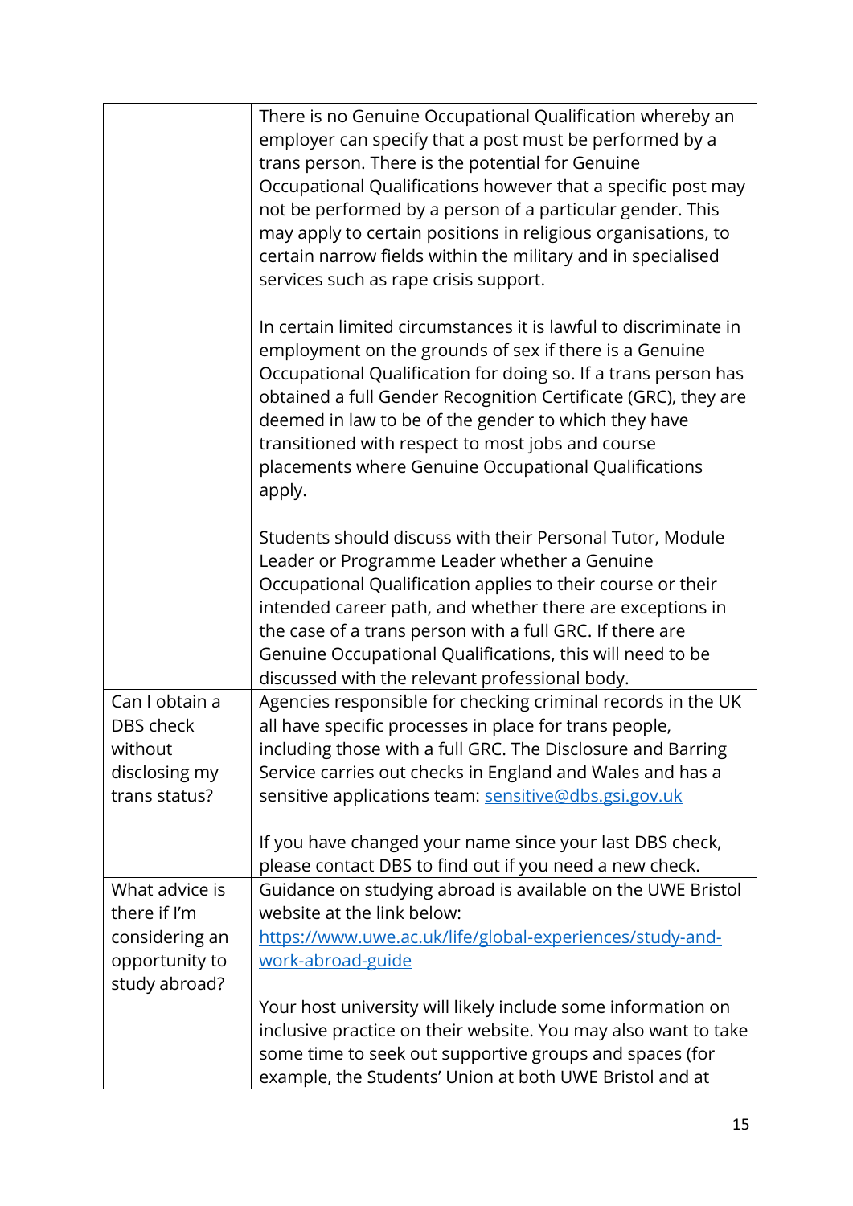| | |
|---|---|
| | There is no Genuine Occupational Qualification whereby an employer can specify that a post must be performed by a trans person. There is the potential for Genuine Occupational Qualifications however that a specific post may not be performed by a person of a particular gender. This may apply to certain positions in religious organisations, to certain narrow fields within the military and in specialised services such as rape crisis support.<br><br>In certain limited circumstances it is lawful to discriminate in employment on the grounds of sex if there is a Genuine Occupational Qualification for doing so. If a trans person has obtained a full Gender Recognition Certificate (GRC), they are deemed in law to be of the gender to which they have transitioned with respect to most jobs and course placements where Genuine Occupational Qualifications apply.<br><br>Students should discuss with their Personal Tutor, Module Leader or Programme Leader whether a Genuine Occupational Qualification applies to their course or their intended career path, and whether there are exceptions in the case of a trans person with a full GRC. If there are Genuine Occupational Qualifications, this will need to be discussed with the relevant professional body. |
| Can I obtain a DBS check without disclosing my trans status? | Agencies responsible for checking criminal records in the UK all have specific processes in place for trans people, including those with a full GRC. The Disclosure and Barring Service carries out checks in England and Wales and has a sensitive applications team: [sensitive@dbs.gsi.gov.uk](mailto:sensitive@dbs.gsi.gov.uk)<br><br>If you have changed your name since your last DBS check, please contact DBS to find out if you need a new check. |
| What advice is there if I'm considering an opportunity to study abroad? | Guidance on studying abroad is available on the UWE Bristol website at the link below:<br>[https://www.uwe.ac.uk/life/global-experiences/study-and-work-abroad-guide](https://www.uwe.ac.uk/life/global-experiences/study-and-work-abroad-guide)<br><br>Your host university will likely include some information on inclusive practice on their website. You may also want to take some time to seek out supportive groups and spaces (for example, the Students' Union at both UWE Bristol and at |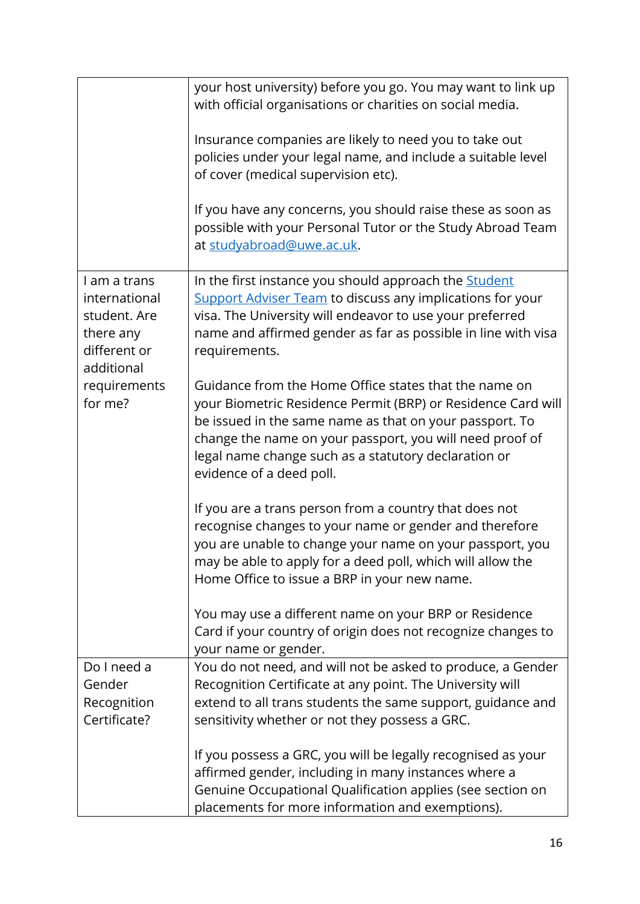| | |
|---|---|
| | your host university) before you go. You may want to link up with official organisations or charities on social media.<br><br>Insurance companies are likely to need you to take out policies under your legal name, and include a suitable level of cover (medical supervision etc).<br><br>If you have any concerns, you should raise these as soon as possible with your Personal Tutor or the Study Abroad Team at [studyabroad@uwe.ac.uk](mailto:studyabroad@uwe.ac.uk). |
| I am a trans international student. Are there any different or additional requirements for me? | In the first instance you should approach the [Student Support Adviser Team](#) to discuss any implications for your visa. The University will endeavor to use your preferred name and affirmed gender as far as possible in line with visa requirements.<br><br>Guidance from the Home Office states that the name on your Biometric Residence Permit (BRP) or Residence Card will be issued in the same name as that on your passport. To change the name on your passport, you will need proof of legal name change such as a statutory declaration or evidence of a deed poll.<br><br>If you are a trans person from a country that does not recognise changes to your name or gender and therefore you are unable to change your name on your passport, you may be able to apply for a deed poll, which will allow the Home Office to issue a BRP in your new name.<br><br>You may use a different name on your BRP or Residence Card if your country of origin does not recognize changes to your name or gender. |
| Do I need a Gender Recognition Certificate? | You do not need, and will not be asked to produce, a Gender Recognition Certificate at any point. The University will extend to all trans students the same support, guidance and sensitivity whether or not they possess a GRC.<br><br>If you possess a GRC, you will be legally recognised as your affirmed gender, including in many instances where a Genuine Occupational Qualification applies (see section on placements for more information and exemptions). |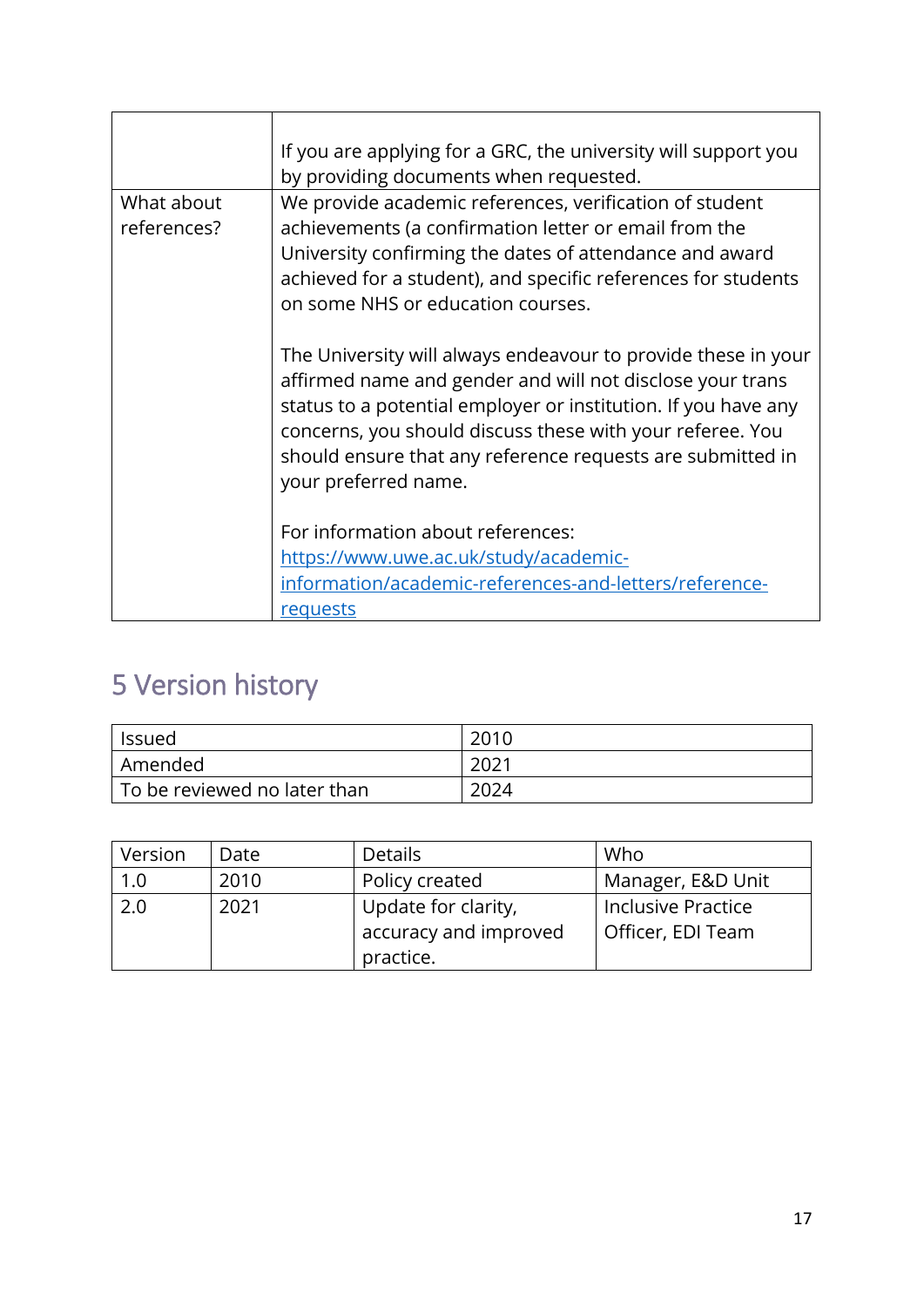| | |
|---|---|
| | If you are applying for a GRC, the university will support you by providing documents when requested. |
| What about references? | We provide academic references, verification of student achievements (a confirmation letter or email from the University confirming the dates of attendance and award achieved for a student), and specific references for students on some NHS or education courses.<br><br>The University will always endeavour to provide these in your affirmed name and gender and will not disclose your trans status to a potential employer or institution. If you have any concerns, you should discuss these with your referee. You should ensure that any reference requests are submitted in your preferred name.<br><br>For information about references: [https://www.uwe.ac.uk/study/academic-information/academic-references-and-letters/reference-requests](https://www.uwe.ac.uk/study/academic-information/academic-references-and-letters/reference-requests) |

## 5 Version history

| | |
|---|---|
| Issued | 2010 |
| Amended | 2021 |
| To be reviewed no later than | 2024 |

| Version | Date | Details | Who |
|---|---|---|---|
| 1.0 | 2010 | Policy created | Manager, E&D Unit |
| 2.0 | 2021 | Update for clarity, accuracy and improved practice. | Inclusive Practice Officer, EDI Team |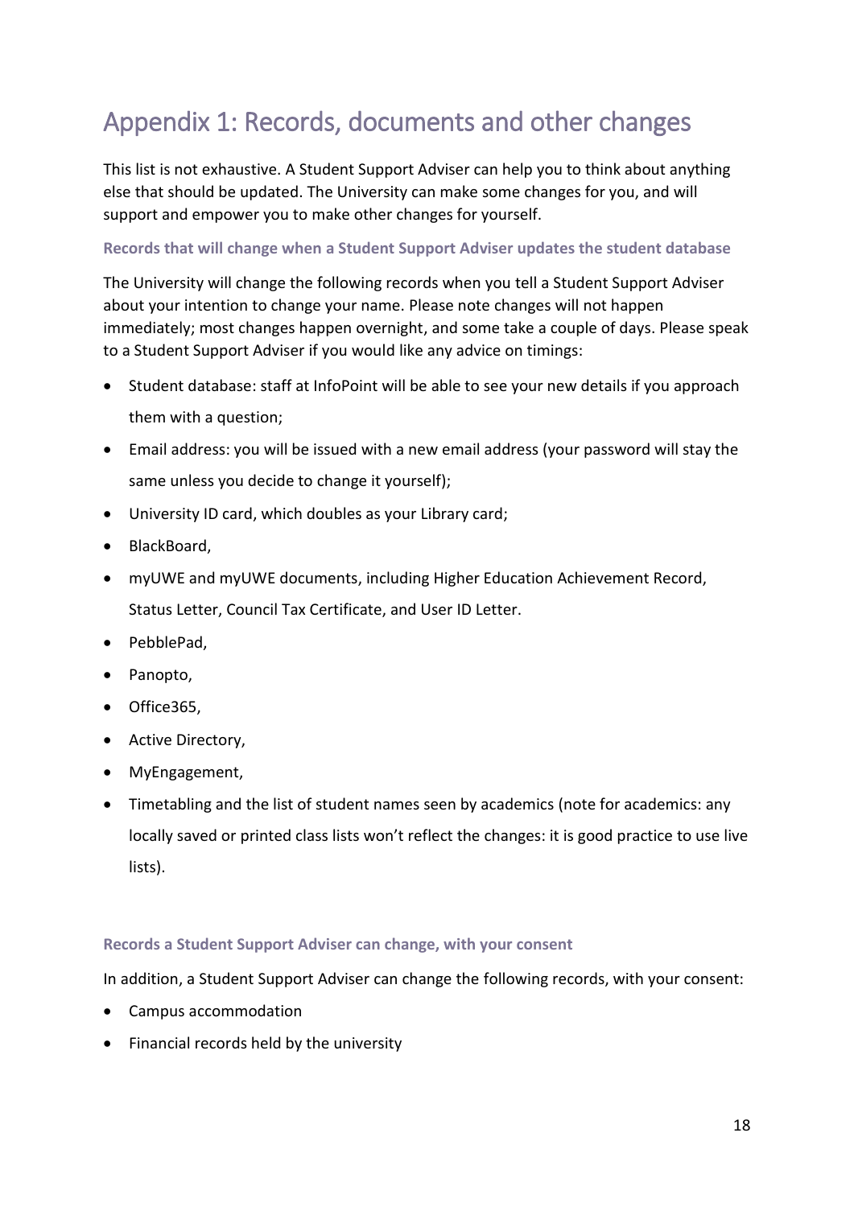# Appendix 1: Records, documents and other changes

This list is not exhaustive. A Student Support Adviser can help you to think about anything else that should be updated. The University can make some changes for you, and will support and empower you to make other changes for yourself.

### Records that will change when a Student Support Adviser updates the student database

The University will change the following records when you tell a Student Support Adviser about your intention to change your name. Please note changes will not happen immediately; most changes happen overnight, and some take a couple of days. Please speak to a Student Support Adviser if you would like any advice on timings:

- Student database: staff at InfoPoint will be able to see your new details if you approach them with a question;
- Email address: you will be issued with a new email address (your password will stay the same unless you decide to change it yourself);
- University ID card, which doubles as your Library card;
- BlackBoard,
- myUWE and myUWE documents, including Higher Education Achievement Record, Status Letter, Council Tax Certificate, and User ID Letter.
- PebblePad,
- Panopto,
- Office365,
- Active Directory,
- MyEngagement,
- Timetabling and the list of student names seen by academics (note for academics: any locally saved or printed class lists won't reflect the changes: it is good practice to use live lists).

### Records a Student Support Adviser can change, with your consent

In addition, a Student Support Adviser can change the following records, with your consent:

- Campus accommodation
- Financial records held by the university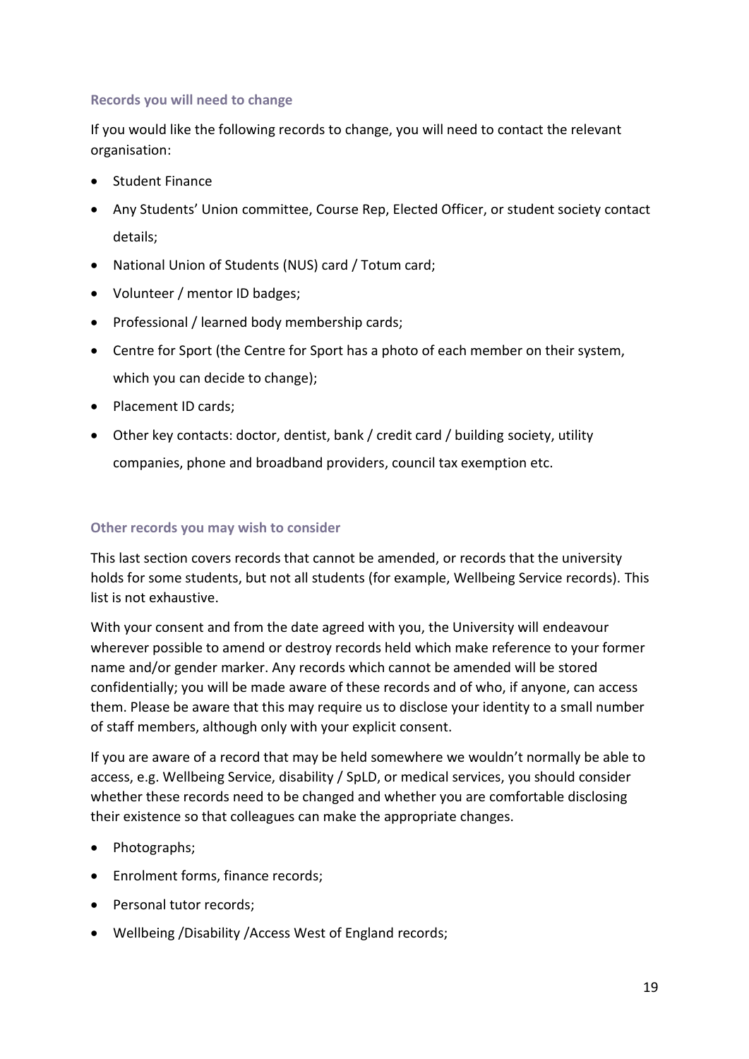### Records you will need to change

If you would like the following records to change, you will need to contact the relevant organisation:

- Student Finance
- Any Students' Union committee, Course Rep, Elected Officer, or student society contact details;
- National Union of Students (NUS) card / Totum card;
- Volunteer / mentor ID badges;
- Professional / learned body membership cards;
- Centre for Sport (the Centre for Sport has a photo of each member on their system, which you can decide to change);
- Placement ID cards;
- Other key contacts: doctor, dentist, bank / credit card / building society, utility companies, phone and broadband providers, council tax exemption etc.

### Other records you may wish to consider

This last section covers records that cannot be amended, or records that the university holds for some students, but not all students (for example, Wellbeing Service records). This list is not exhaustive.

With your consent and from the date agreed with you, the University will endeavour wherever possible to amend or destroy records held which make reference to your former name and/or gender marker. Any records which cannot be amended will be stored confidentially; you will be made aware of these records and of who, if anyone, can access them. Please be aware that this may require us to disclose your identity to a small number of staff members, although only with your explicit consent.

If you are aware of a record that may be held somewhere we wouldn't normally be able to access, e.g. Wellbeing Service, disability / SpLD, or medical services, you should consider whether these records need to be changed and whether you are comfortable disclosing their existence so that colleagues can make the appropriate changes.

- Photographs;
- Enrolment forms, finance records;
- Personal tutor records;
- Wellbeing /Disability /Access West of England records;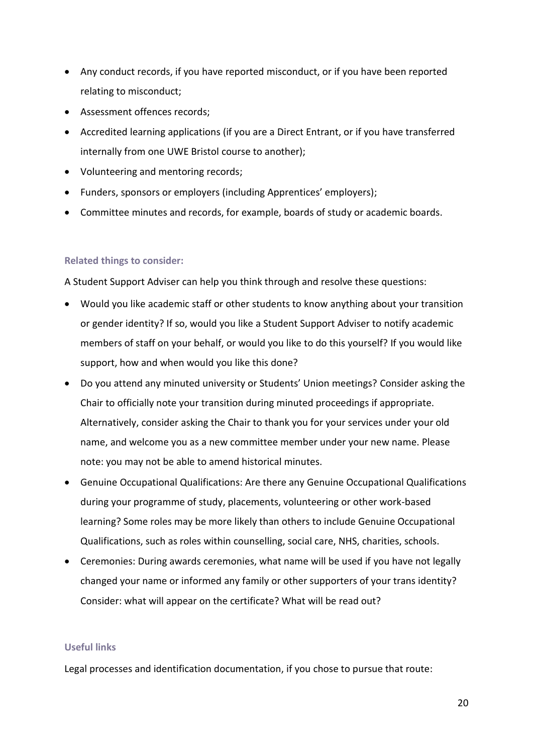- Any conduct records, if you have reported misconduct, or if you have been reported relating to misconduct;
- Assessment offences records;
- Accredited learning applications (if you are a Direct Entrant, or if you have transferred internally from one UWE Bristol course to another);
- Volunteering and mentoring records;
- Funders, sponsors or employers (including Apprentices' employers);
- Committee minutes and records, for example, boards of study or academic boards.

### Related things to consider:

A Student Support Adviser can help you think through and resolve these questions:

- Would you like academic staff or other students to know anything about your transition or gender identity? If so, would you like a Student Support Adviser to notify academic members of staff on your behalf, or would you like to do this yourself? If you would like support, how and when would you like this done?
- Do you attend any minuted university or Students' Union meetings? Consider asking the Chair to officially note your transition during minuted proceedings if appropriate. Alternatively, consider asking the Chair to thank you for your services under your old name, and welcome you as a new committee member under your new name. Please note: you may not be able to amend historical minutes.
- Genuine Occupational Qualifications: Are there any Genuine Occupational Qualifications during your programme of study, placements, volunteering or other work-based learning? Some roles may be more likely than others to include Genuine Occupational Qualifications, such as roles within counselling, social care, NHS, charities, schools.
- Ceremonies: During awards ceremonies, what name will be used if you have not legally changed your name or informed any family or other supporters of your trans identity? Consider: what will appear on the certificate? What will be read out?

### Useful links

Legal processes and identification documentation, if you chose to pursue that route: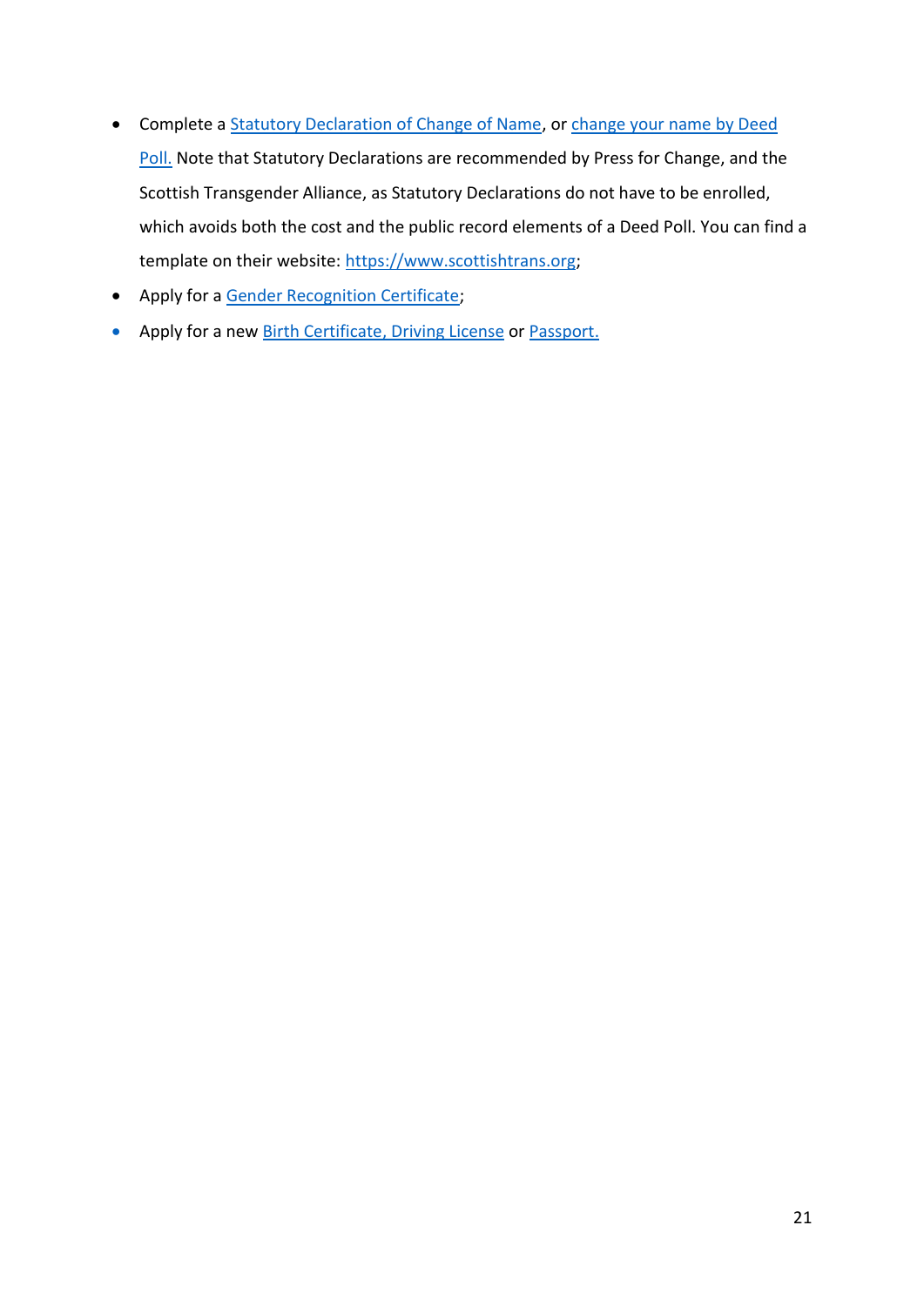- Complete a Statutory Declaration of Change of Name, or change your name by Deed Poll. Note that Statutory Declarations are recommended by Press for Change, and the Scottish Transgender Alliance, as Statutory Declarations do not have to be enrolled, which avoids both the cost and the public record elements of a Deed Poll. You can find a template on their website: https://www.scottishtrans.org;
- Apply for a Gender Recognition Certificate;
- Apply for a new Birth Certificate, Driving License or Passport.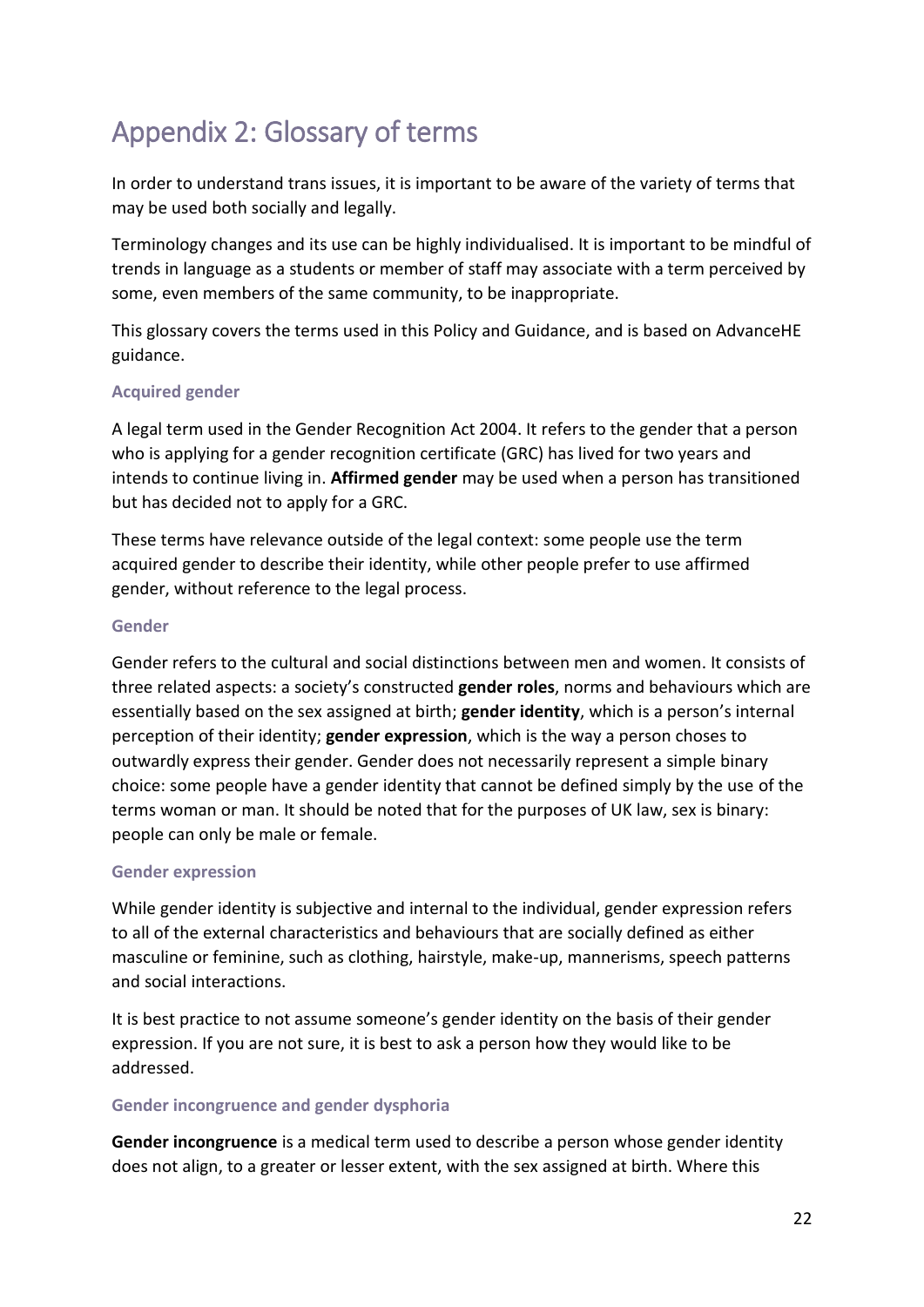# Appendix 2: Glossary of terms

In order to understand trans issues, it is important to be aware of the variety of terms that may be used both socially and legally.

Terminology changes and its use can be highly individualised. It is important to be mindful of trends in language as a students or member of staff may associate with a term perceived by some, even members of the same community, to be inappropriate.

This glossary covers the terms used in this Policy and Guidance, and is based on AdvanceHE guidance.

### Acquired gender

A legal term used in the Gender Recognition Act 2004. It refers to the gender that a person who is applying for a gender recognition certificate (GRC) has lived for two years and intends to continue living in. **Affirmed gender** may be used when a person has transitioned but has decided not to apply for a GRC.

These terms have relevance outside of the legal context: some people use the term acquired gender to describe their identity, while other people prefer to use affirmed gender, without reference to the legal process.

### Gender

Gender refers to the cultural and social distinctions between men and women. It consists of three related aspects: a society's constructed **gender roles**, norms and behaviours which are essentially based on the sex assigned at birth; **gender identity**, which is a person's internal perception of their identity; **gender expression**, which is the way a person choses to outwardly express their gender. Gender does not necessarily represent a simple binary choice: some people have a gender identity that cannot be defined simply by the use of the terms woman or man. It should be noted that for the purposes of UK law, sex is binary: people can only be male or female.

### Gender expression

While gender identity is subjective and internal to the individual, gender expression refers to all of the external characteristics and behaviours that are socially defined as either masculine or feminine, such as clothing, hairstyle, make-up, mannerisms, speech patterns and social interactions.

It is best practice to not assume someone's gender identity on the basis of their gender expression. If you are not sure, it is best to ask a person how they would like to be addressed.

### Gender incongruence and gender dysphoria

**Gender incongruence** is a medical term used to describe a person whose gender identity does not align, to a greater or lesser extent, with the sex assigned at birth. Where this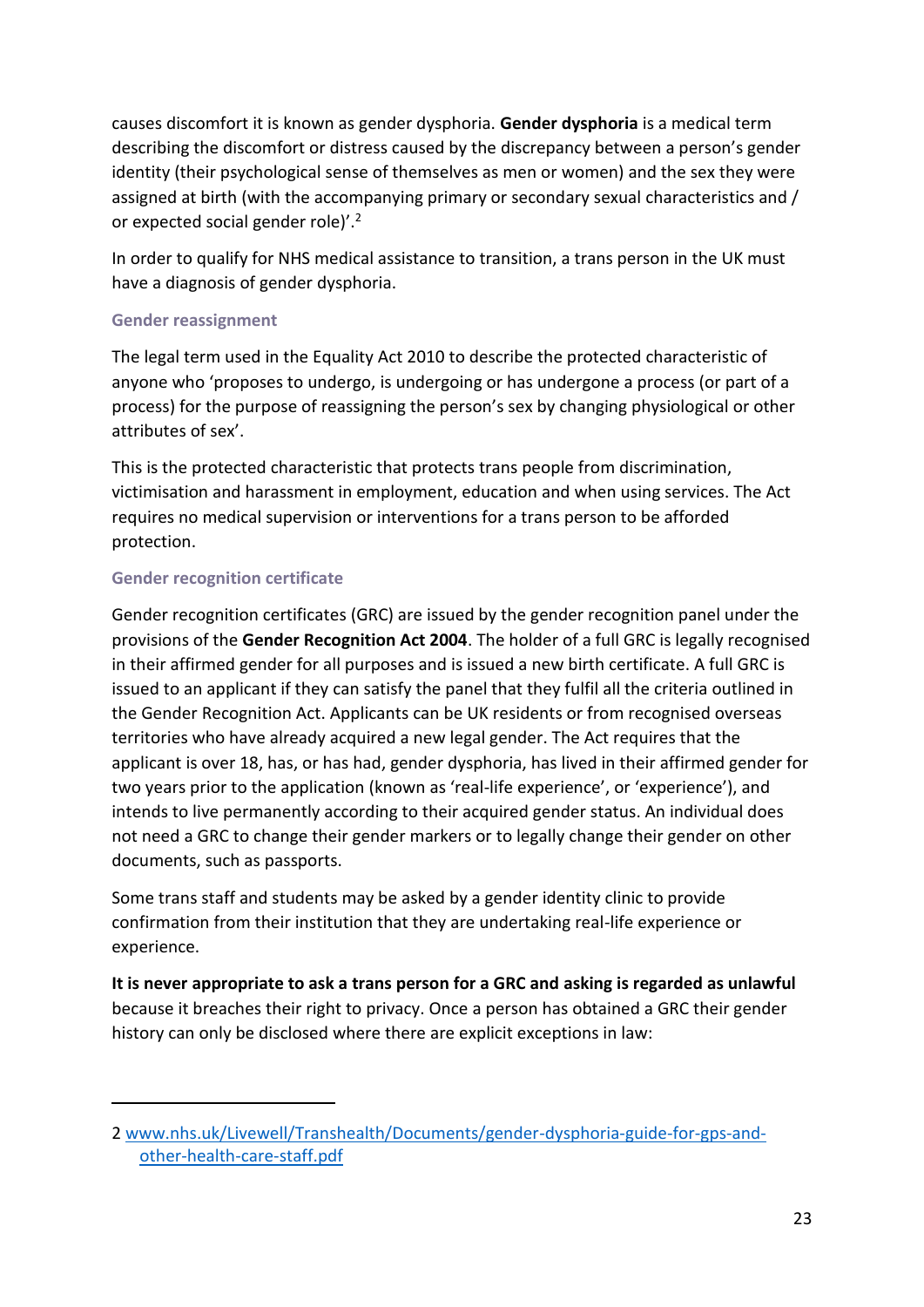causes discomfort it is known as gender dysphoria. **Gender dysphoria** is a medical term describing the discomfort or distress caused by the discrepancy between a person's gender identity (their psychological sense of themselves as men or women) and the sex they were assigned at birth (with the accompanying primary or secondary sexual characteristics and / or expected social gender role)'.[2]

In order to qualify for NHS medical assistance to transition, a trans person in the UK must have a diagnosis of gender dysphoria.

### Gender reassignment

The legal term used in the Equality Act 2010 to describe the protected characteristic of anyone who 'proposes to undergo, is undergoing or has undergone a process (or part of a process) for the purpose of reassigning the person's sex by changing physiological or other attributes of sex'.

This is the protected characteristic that protects trans people from discrimination, victimisation and harassment in employment, education and when using services. The Act requires no medical supervision or interventions for a trans person to be afforded protection.

### Gender recognition certificate

Gender recognition certificates (GRC) are issued by the gender recognition panel under the provisions of the **Gender Recognition Act 2004**. The holder of a full GRC is legally recognised in their affirmed gender for all purposes and is issued a new birth certificate. A full GRC is issued to an applicant if they can satisfy the panel that they fulfil all the criteria outlined in the Gender Recognition Act. Applicants can be UK residents or from recognised overseas territories who have already acquired a new legal gender. The Act requires that the applicant is over 18, has, or has had, gender dysphoria, has lived in their affirmed gender for two years prior to the application (known as 'real-life experience', or 'experience'), and intends to live permanently according to their acquired gender status. An individual does not need a GRC to change their gender markers or to legally change their gender on other documents, such as passports.

Some trans staff and students may be asked by a gender identity clinic to provide confirmation from their institution that they are undertaking real-life experience or experience.

**It is never appropriate to ask a trans person for a GRC and asking is regarded as unlawful** because it breaches their right to privacy. Once a person has obtained a GRC their gender history can only be disclosed where there are explicit exceptions in law:

---

2 www.nhs.uk/Livewell/Transhealth/Documents/gender-dysphoria-guide-for-gps-and-other-health-care-staff.pdf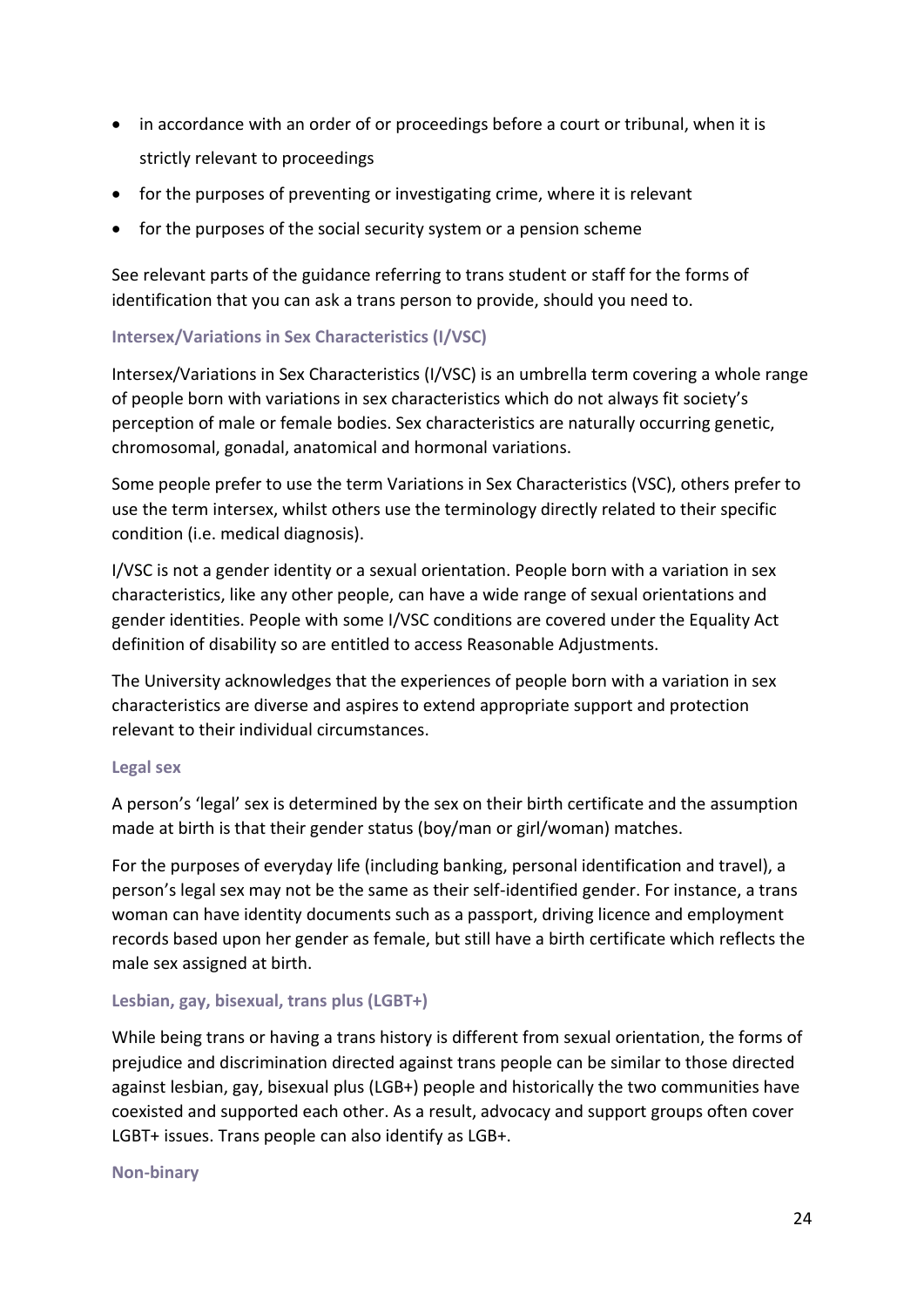- in accordance with an order of or proceedings before a court or tribunal, when it is strictly relevant to proceedings
- for the purposes of preventing or investigating crime, where it is relevant
- for the purposes of the social security system or a pension scheme

See relevant parts of the guidance referring to trans student or staff for the forms of identification that you can ask a trans person to provide, should you need to.

### Intersex/Variations in Sex Characteristics (I/VSC)

Intersex/Variations in Sex Characteristics (I/VSC) is an umbrella term covering a whole range of people born with variations in sex characteristics which do not always fit society's perception of male or female bodies. Sex characteristics are naturally occurring genetic, chromosomal, gonadal, anatomical and hormonal variations.

Some people prefer to use the term Variations in Sex Characteristics (VSC), others prefer to use the term intersex, whilst others use the terminology directly related to their specific condition (i.e. medical diagnosis).

I/VSC is not a gender identity or a sexual orientation. People born with a variation in sex characteristics, like any other people, can have a wide range of sexual orientations and gender identities. People with some I/VSC conditions are covered under the Equality Act definition of disability so are entitled to access Reasonable Adjustments.

The University acknowledges that the experiences of people born with a variation in sex characteristics are diverse and aspires to extend appropriate support and protection relevant to their individual circumstances.

### Legal sex

A person's 'legal' sex is determined by the sex on their birth certificate and the assumption made at birth is that their gender status (boy/man or girl/woman) matches.

For the purposes of everyday life (including banking, personal identification and travel), a person's legal sex may not be the same as their self-identified gender. For instance, a trans woman can have identity documents such as a passport, driving licence and employment records based upon her gender as female, but still have a birth certificate which reflects the male sex assigned at birth.

### Lesbian, gay, bisexual, trans plus (LGBT+)

While being trans or having a trans history is different from sexual orientation, the forms of prejudice and discrimination directed against trans people can be similar to those directed against lesbian, gay, bisexual plus (LGB+) people and historically the two communities have coexisted and supported each other. As a result, advocacy and support groups often cover LGBT+ issues. Trans people can also identify as LGB+.

### Non-binary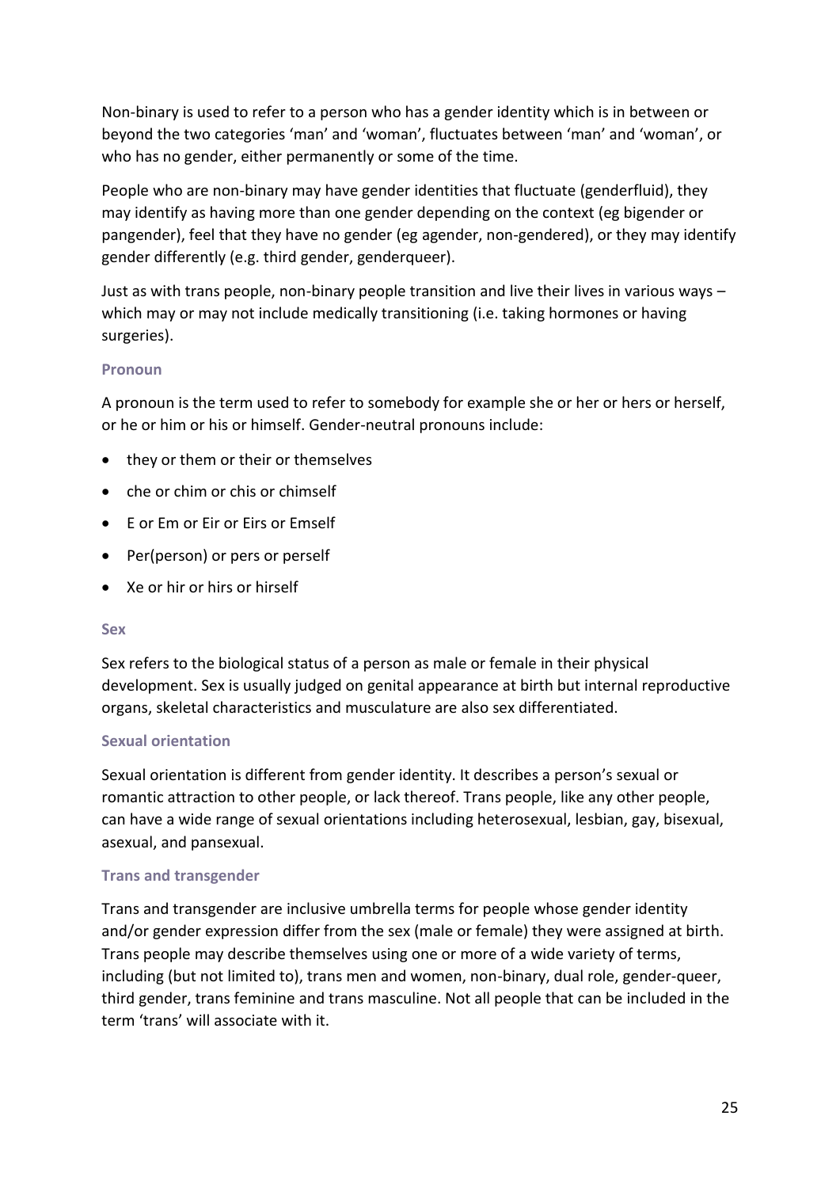Non-binary is used to refer to a person who has a gender identity which is in between or beyond the two categories 'man' and 'woman', fluctuates between 'man' and 'woman', or who has no gender, either permanently or some of the time.

People who are non-binary may have gender identities that fluctuate (genderfluid), they may identify as having more than one gender depending on the context (eg bigender or pangender), feel that they have no gender (eg agender, non-gendered), or they may identify gender differently (e.g. third gender, genderqueer).

Just as with trans people, non-binary people transition and live their lives in various ways – which may or may not include medically transitioning (i.e. taking hormones or having surgeries).

### Pronoun

A pronoun is the term used to refer to somebody for example she or her or hers or herself, or he or him or his or himself. Gender-neutral pronouns include:

- they or them or their or themselves
- che or chim or chis or chimself
- E or Em or Eir or Eirs or Emself
- Per(person) or pers or perself
- Xe or hir or hirs or hirself

### Sex

Sex refers to the biological status of a person as male or female in their physical development. Sex is usually judged on genital appearance at birth but internal reproductive organs, skeletal characteristics and musculature are also sex differentiated.

### Sexual orientation

Sexual orientation is different from gender identity. It describes a person's sexual or romantic attraction to other people, or lack thereof. Trans people, like any other people, can have a wide range of sexual orientations including heterosexual, lesbian, gay, bisexual, asexual, and pansexual.

### Trans and transgender

Trans and transgender are inclusive umbrella terms for people whose gender identity and/or gender expression differ from the sex (male or female) they were assigned at birth. Trans people may describe themselves using one or more of a wide variety of terms, including (but not limited to), trans men and women, non-binary, dual role, gender-queer, third gender, trans feminine and trans masculine. Not all people that can be included in the term 'trans' will associate with it.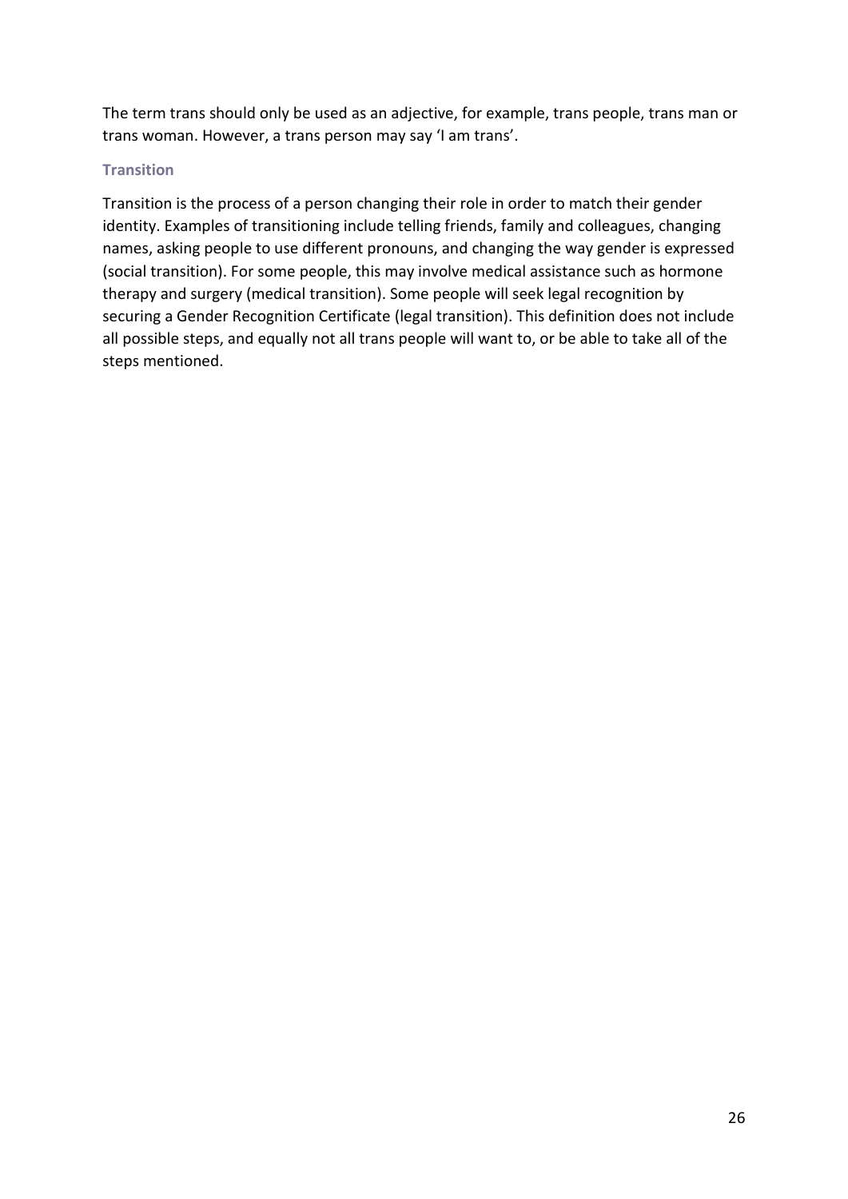The term trans should only be used as an adjective, for example, trans people, trans man or trans woman. However, a trans person may say 'I am trans'.

### Transition

Transition is the process of a person changing their role in order to match their gender identity. Examples of transitioning include telling friends, family and colleagues, changing names, asking people to use different pronouns, and changing the way gender is expressed (social transition). For some people, this may involve medical assistance such as hormone therapy and surgery (medical transition). Some people will seek legal recognition by securing a Gender Recognition Certificate (legal transition). This definition does not include all possible steps, and equally not all trans people will want to, or be able to take all of the steps mentioned.